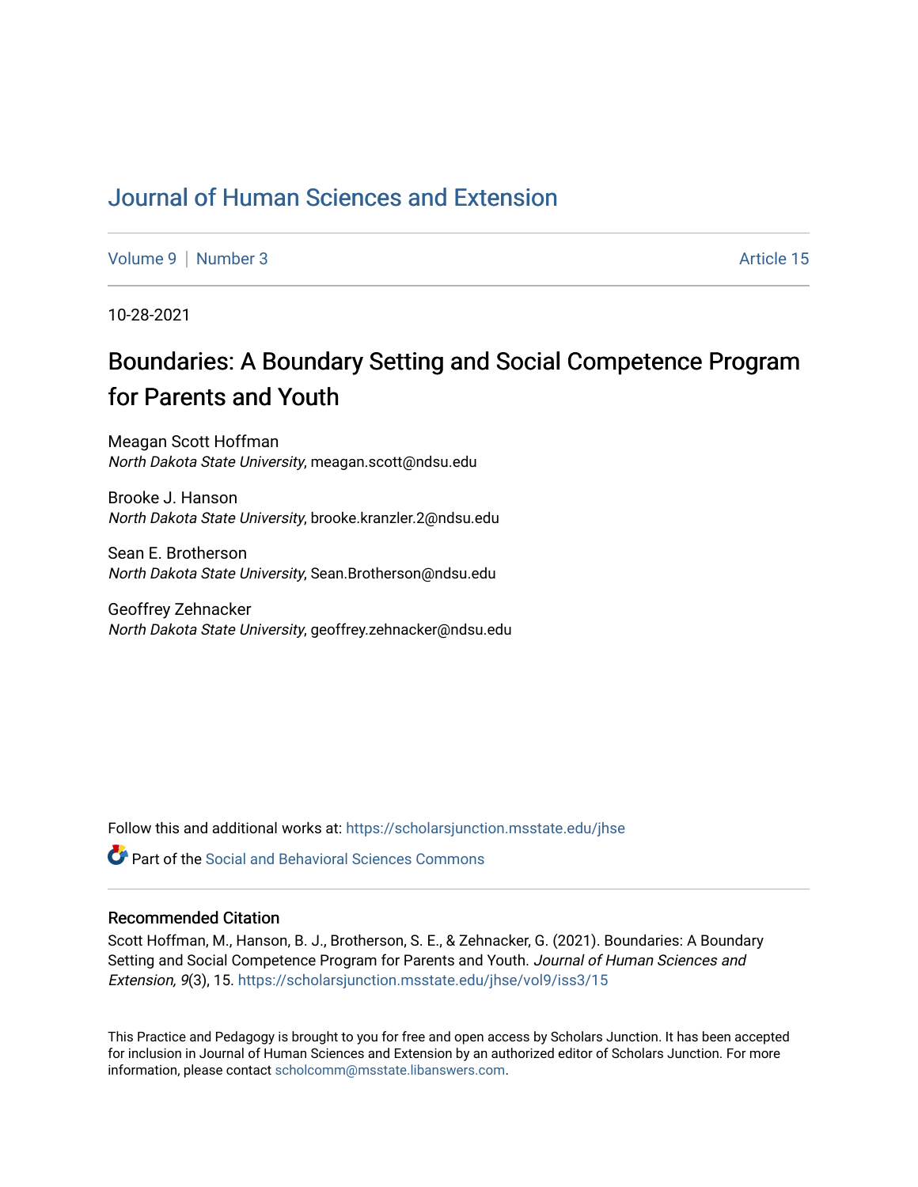# Journal of Human Sciences and Extension

Volume 9 | Number 3 Article 15

10-28-2021

## Boundaries: A Boundary Setting and Social Competence Program for Parents and Youth

Meagan Scott Hoffman
*North Dakota State University*, meagan.scott@ndsu.edu

Brooke J. Hanson
*North Dakota State University*, brooke.kranzler.2@ndsu.edu

Sean E. Brotherson
*North Dakota State University*, Sean.Brotherson@ndsu.edu

Geoffrey Zehnacker
*North Dakota State University*, geoffrey.zehnacker@ndsu.edu

Follow this and additional works at: https://scholarsjunction.msstate.edu/jhse

Part of the Social and Behavioral Sciences Commons

### Recommended Citation

Scott Hoffman, M., Hanson, B. J., Brotherson, S. E., & Zehnacker, G. (2021). Boundaries: A Boundary Setting and Social Competence Program for Parents and Youth. *Journal of Human Sciences and Extension, 9*(3), 15. https://scholarsjunction.msstate.edu/jhse/vol9/iss3/15

This Practice and Pedagogy is brought to you for free and open access by Scholars Junction. It has been accepted for inclusion in Journal of Human Sciences and Extension by an authorized editor of Scholars Junction. For more information, please contact scholcomm@msstate.libanswers.com.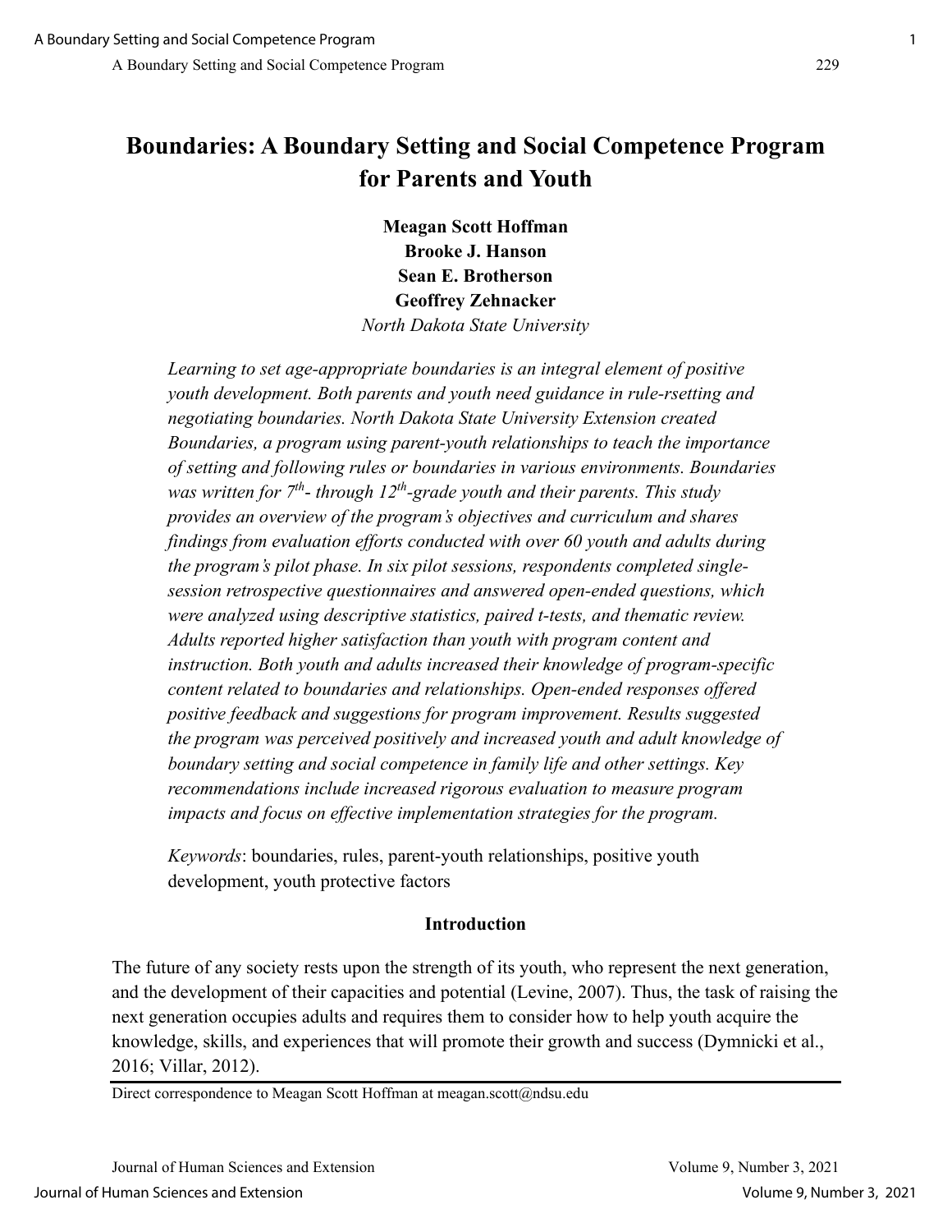# Boundaries: A Boundary Setting and Social Competence Program for Parents and Youth

**Meagan Scott Hoffman**
**Brooke J. Hanson**
**Sean E. Brotherson**
**Geoffrey Zehnacker**
*North Dakota State University*

*Learning to set age-appropriate boundaries is an integral element of positive youth development. Both parents and youth need guidance in rule-rsetting and negotiating boundaries. North Dakota State University Extension created Boundaries, a program using parent-youth relationships to teach the importance of setting and following rules or boundaries in various environments. Boundaries was written for 7th- through 12th-grade youth and their parents. This study provides an overview of the program's objectives and curriculum and shares findings from evaluation efforts conducted with over 60 youth and adults during the program's pilot phase. In six pilot sessions, respondents completed single-session retrospective questionnaires and answered open-ended questions, which were analyzed using descriptive statistics, paired t-tests, and thematic review. Adults reported higher satisfaction than youth with program content and instruction. Both youth and adults increased their knowledge of program-specific content related to boundaries and relationships. Open-ended responses offered positive feedback and suggestions for program improvement. Results suggested the program was perceived positively and increased youth and adult knowledge of boundary setting and social competence in family life and other settings. Key recommendations include increased rigorous evaluation to measure program impacts and focus on effective implementation strategies for the program.*

*Keywords*: boundaries, rules, parent-youth relationships, positive youth development, youth protective factors

## Introduction

The future of any society rests upon the strength of its youth, who represent the next generation, and the development of their capacities and potential (Levine, 2007). Thus, the task of raising the next generation occupies adults and requires them to consider how to help youth acquire the knowledge, skills, and experiences that will promote their growth and success (Dymnicki et al., 2016; Villar, 2012).

Direct correspondence to Meagan Scott Hoffman at meagan.scott@ndsu.edu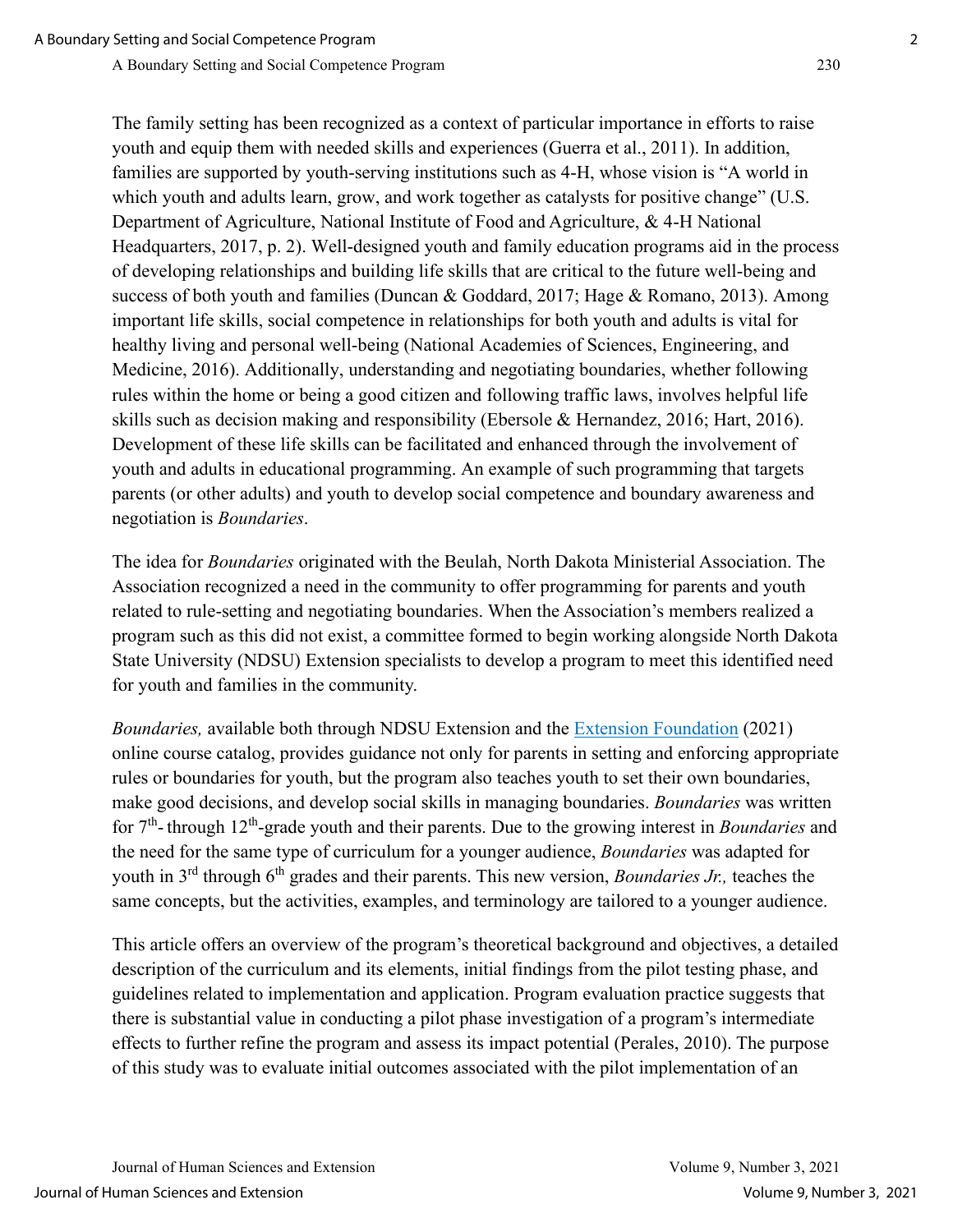The family setting has been recognized as a context of particular importance in efforts to raise youth and equip them with needed skills and experiences (Guerra et al., 2011). In addition, families are supported by youth-serving institutions such as 4-H, whose vision is "A world in which youth and adults learn, grow, and work together as catalysts for positive change" (U.S. Department of Agriculture, National Institute of Food and Agriculture, & 4-H National Headquarters, 2017, p. 2). Well-designed youth and family education programs aid in the process of developing relationships and building life skills that are critical to the future well-being and success of both youth and families (Duncan & Goddard, 2017; Hage & Romano, 2013). Among important life skills, social competence in relationships for both youth and adults is vital for healthy living and personal well-being (National Academies of Sciences, Engineering, and Medicine, 2016). Additionally, understanding and negotiating boundaries, whether following rules within the home or being a good citizen and following traffic laws, involves helpful life skills such as decision making and responsibility (Ebersole & Hernandez, 2016; Hart, 2016). Development of these life skills can be facilitated and enhanced through the involvement of youth and adults in educational programming. An example of such programming that targets parents (or other adults) and youth to develop social competence and boundary awareness and negotiation is *Boundaries*.

The idea for *Boundaries* originated with the Beulah, North Dakota Ministerial Association. The Association recognized a need in the community to offer programming for parents and youth related to rule-setting and negotiating boundaries. When the Association's members realized a program such as this did not exist, a committee formed to begin working alongside North Dakota State University (NDSU) Extension specialists to develop a program to meet this identified need for youth and families in the community.

*Boundaries,* available both through NDSU Extension and the Extension Foundation (2021) online course catalog, provides guidance not only for parents in setting and enforcing appropriate rules or boundaries for youth, but the program also teaches youth to set their own boundaries, make good decisions, and develop social skills in managing boundaries. *Boundaries* was written for 7th- through 12th-grade youth and their parents. Due to the growing interest in *Boundaries* and the need for the same type of curriculum for a younger audience, *Boundaries* was adapted for youth in 3rd through 6th grades and their parents. This new version, *Boundaries Jr.,* teaches the same concepts, but the activities, examples, and terminology are tailored to a younger audience.

This article offers an overview of the program's theoretical background and objectives, a detailed description of the curriculum and its elements, initial findings from the pilot testing phase, and guidelines related to implementation and application. Program evaluation practice suggests that there is substantial value in conducting a pilot phase investigation of a program's intermediate effects to further refine the program and assess its impact potential (Perales, 2010). The purpose of this study was to evaluate initial outcomes associated with the pilot implementation of an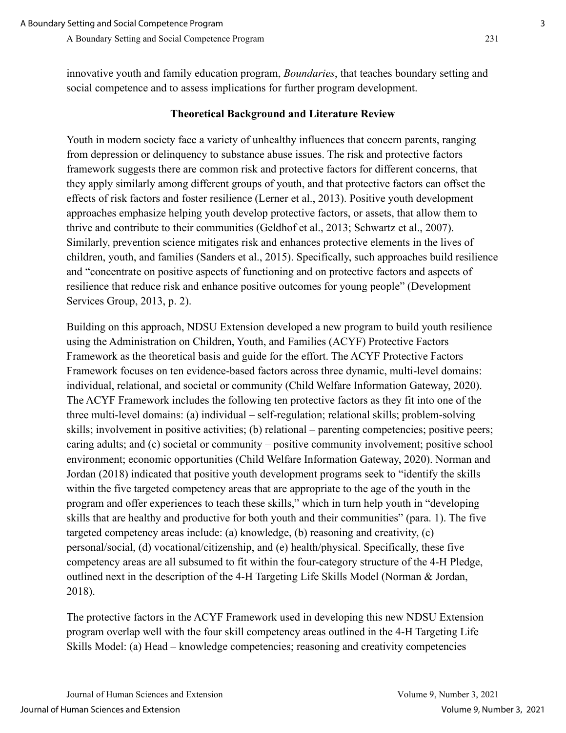innovative youth and family education program, *Boundaries*, that teaches boundary setting and social competence and to assess implications for further program development.

## Theoretical Background and Literature Review

Youth in modern society face a variety of unhealthy influences that concern parents, ranging from depression or delinquency to substance abuse issues. The risk and protective factors framework suggests there are common risk and protective factors for different concerns, that they apply similarly among different groups of youth, and that protective factors can offset the effects of risk factors and foster resilience (Lerner et al., 2013). Positive youth development approaches emphasize helping youth develop protective factors, or assets, that allow them to thrive and contribute to their communities (Geldhof et al., 2013; Schwartz et al., 2007). Similarly, prevention science mitigates risk and enhances protective elements in the lives of children, youth, and families (Sanders et al., 2015). Specifically, such approaches build resilience and "concentrate on positive aspects of functioning and on protective factors and aspects of resilience that reduce risk and enhance positive outcomes for young people" (Development Services Group, 2013, p. 2).

Building on this approach, NDSU Extension developed a new program to build youth resilience using the Administration on Children, Youth, and Families (ACYF) Protective Factors Framework as the theoretical basis and guide for the effort. The ACYF Protective Factors Framework focuses on ten evidence-based factors across three dynamic, multi-level domains: individual, relational, and societal or community (Child Welfare Information Gateway, 2020). The ACYF Framework includes the following ten protective factors as they fit into one of the three multi-level domains: (a) individual – self-regulation; relational skills; problem-solving skills; involvement in positive activities; (b) relational – parenting competencies; positive peers; caring adults; and (c) societal or community – positive community involvement; positive school environment; economic opportunities (Child Welfare Information Gateway, 2020). Norman and Jordan (2018) indicated that positive youth development programs seek to "identify the skills within the five targeted competency areas that are appropriate to the age of the youth in the program and offer experiences to teach these skills," which in turn help youth in "developing skills that are healthy and productive for both youth and their communities" (para. 1). The five targeted competency areas include: (a) knowledge, (b) reasoning and creativity, (c) personal/social, (d) vocational/citizenship, and (e) health/physical. Specifically, these five competency areas are all subsumed to fit within the four-category structure of the 4-H Pledge, outlined next in the description of the 4-H Targeting Life Skills Model (Norman & Jordan, 2018).

The protective factors in the ACYF Framework used in developing this new NDSU Extension program overlap well with the four skill competency areas outlined in the 4-H Targeting Life Skills Model: (a) Head – knowledge competencies; reasoning and creativity competencies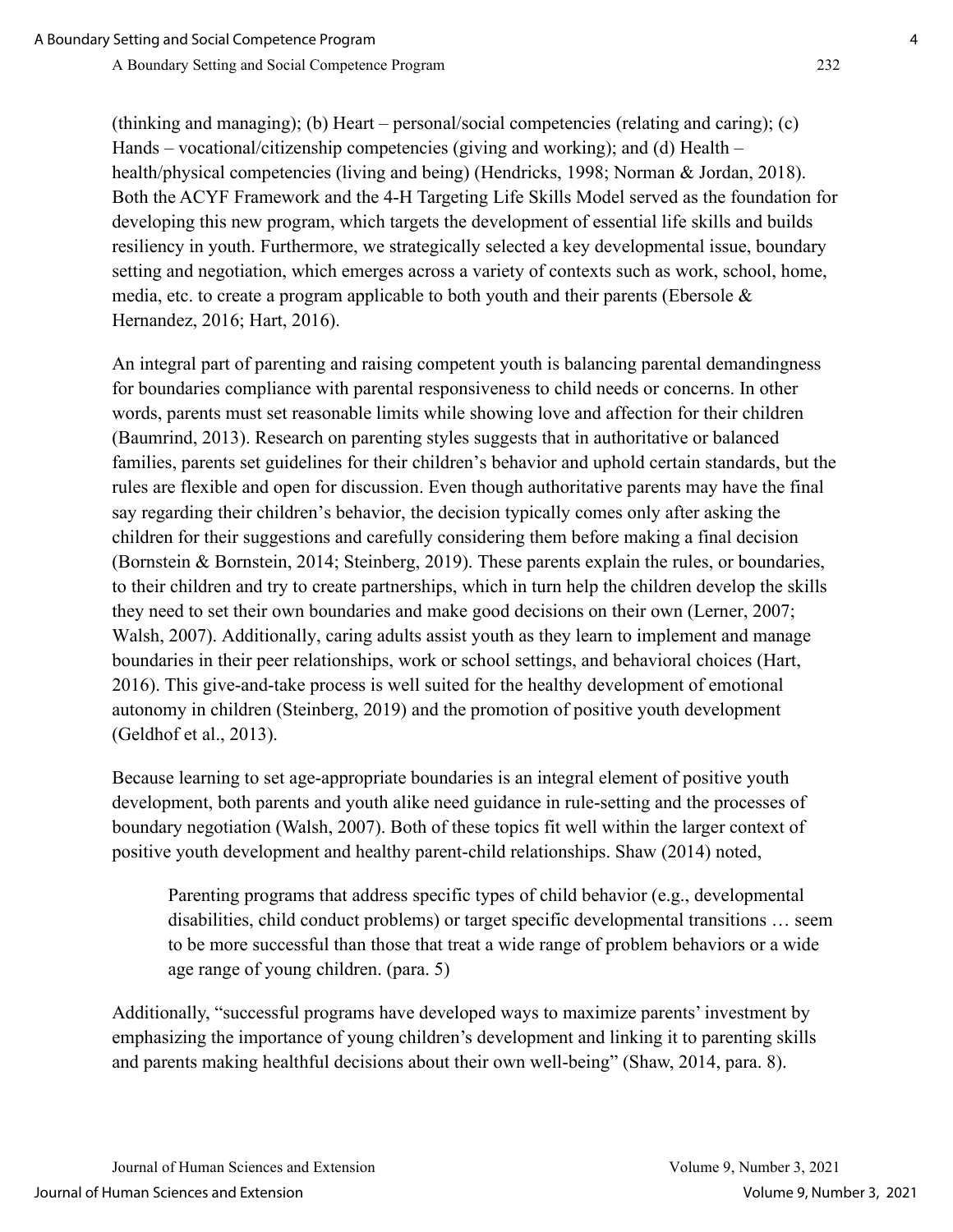(thinking and managing); (b) Heart – personal/social competencies (relating and caring); (c) Hands – vocational/citizenship competencies (giving and working); and (d) Health – health/physical competencies (living and being) (Hendricks, 1998; Norman & Jordan, 2018). Both the ACYF Framework and the 4-H Targeting Life Skills Model served as the foundation for developing this new program, which targets the development of essential life skills and builds resiliency in youth. Furthermore, we strategically selected a key developmental issue, boundary setting and negotiation, which emerges across a variety of contexts such as work, school, home, media, etc. to create a program applicable to both youth and their parents (Ebersole & Hernandez, 2016; Hart, 2016).

An integral part of parenting and raising competent youth is balancing parental demandingness for boundaries compliance with parental responsiveness to child needs or concerns. In other words, parents must set reasonable limits while showing love and affection for their children (Baumrind, 2013). Research on parenting styles suggests that in authoritative or balanced families, parents set guidelines for their children's behavior and uphold certain standards, but the rules are flexible and open for discussion. Even though authoritative parents may have the final say regarding their children's behavior, the decision typically comes only after asking the children for their suggestions and carefully considering them before making a final decision (Bornstein & Bornstein, 2014; Steinberg, 2019). These parents explain the rules, or boundaries, to their children and try to create partnerships, which in turn help the children develop the skills they need to set their own boundaries and make good decisions on their own (Lerner, 2007; Walsh, 2007). Additionally, caring adults assist youth as they learn to implement and manage boundaries in their peer relationships, work or school settings, and behavioral choices (Hart, 2016). This give-and-take process is well suited for the healthy development of emotional autonomy in children (Steinberg, 2019) and the promotion of positive youth development (Geldhof et al., 2013).

Because learning to set age-appropriate boundaries is an integral element of positive youth development, both parents and youth alike need guidance in rule-setting and the processes of boundary negotiation (Walsh, 2007). Both of these topics fit well within the larger context of positive youth development and healthy parent-child relationships. Shaw (2014) noted,

> Parenting programs that address specific types of child behavior (e.g., developmental disabilities, child conduct problems) or target specific developmental transitions … seem to be more successful than those that treat a wide range of problem behaviors or a wide age range of young children. (para. 5)

Additionally, "successful programs have developed ways to maximize parents' investment by emphasizing the importance of young children's development and linking it to parenting skills and parents making healthful decisions about their own well-being" (Shaw, 2014, para. 8).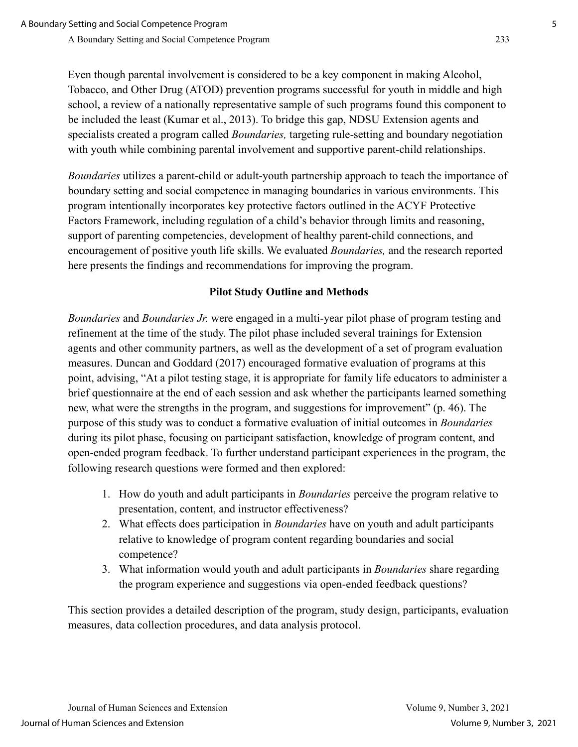Even though parental involvement is considered to be a key component in making Alcohol, Tobacco, and Other Drug (ATOD) prevention programs successful for youth in middle and high school, a review of a nationally representative sample of such programs found this component to be included the least (Kumar et al., 2013). To bridge this gap, NDSU Extension agents and specialists created a program called *Boundaries,* targeting rule-setting and boundary negotiation with youth while combining parental involvement and supportive parent-child relationships.

*Boundaries* utilizes a parent-child or adult-youth partnership approach to teach the importance of boundary setting and social competence in managing boundaries in various environments. This program intentionally incorporates key protective factors outlined in the ACYF Protective Factors Framework, including regulation of a child's behavior through limits and reasoning, support of parenting competencies, development of healthy parent-child connections, and encouragement of positive youth life skills. We evaluated *Boundaries,* and the research reported here presents the findings and recommendations for improving the program.

## Pilot Study Outline and Methods

*Boundaries* and *Boundaries Jr.* were engaged in a multi-year pilot phase of program testing and refinement at the time of the study. The pilot phase included several trainings for Extension agents and other community partners, as well as the development of a set of program evaluation measures. Duncan and Goddard (2017) encouraged formative evaluation of programs at this point, advising, "At a pilot testing stage, it is appropriate for family life educators to administer a brief questionnaire at the end of each session and ask whether the participants learned something new, what were the strengths in the program, and suggestions for improvement" (p. 46). The purpose of this study was to conduct a formative evaluation of initial outcomes in *Boundaries* during its pilot phase, focusing on participant satisfaction, knowledge of program content, and open-ended program feedback. To further understand participant experiences in the program, the following research questions were formed and then explored:

1. How do youth and adult participants in *Boundaries* perceive the program relative to presentation, content, and instructor effectiveness?
2. What effects does participation in *Boundaries* have on youth and adult participants relative to knowledge of program content regarding boundaries and social competence?
3. What information would youth and adult participants in *Boundaries* share regarding the program experience and suggestions via open-ended feedback questions?

This section provides a detailed description of the program, study design, participants, evaluation measures, data collection procedures, and data analysis protocol.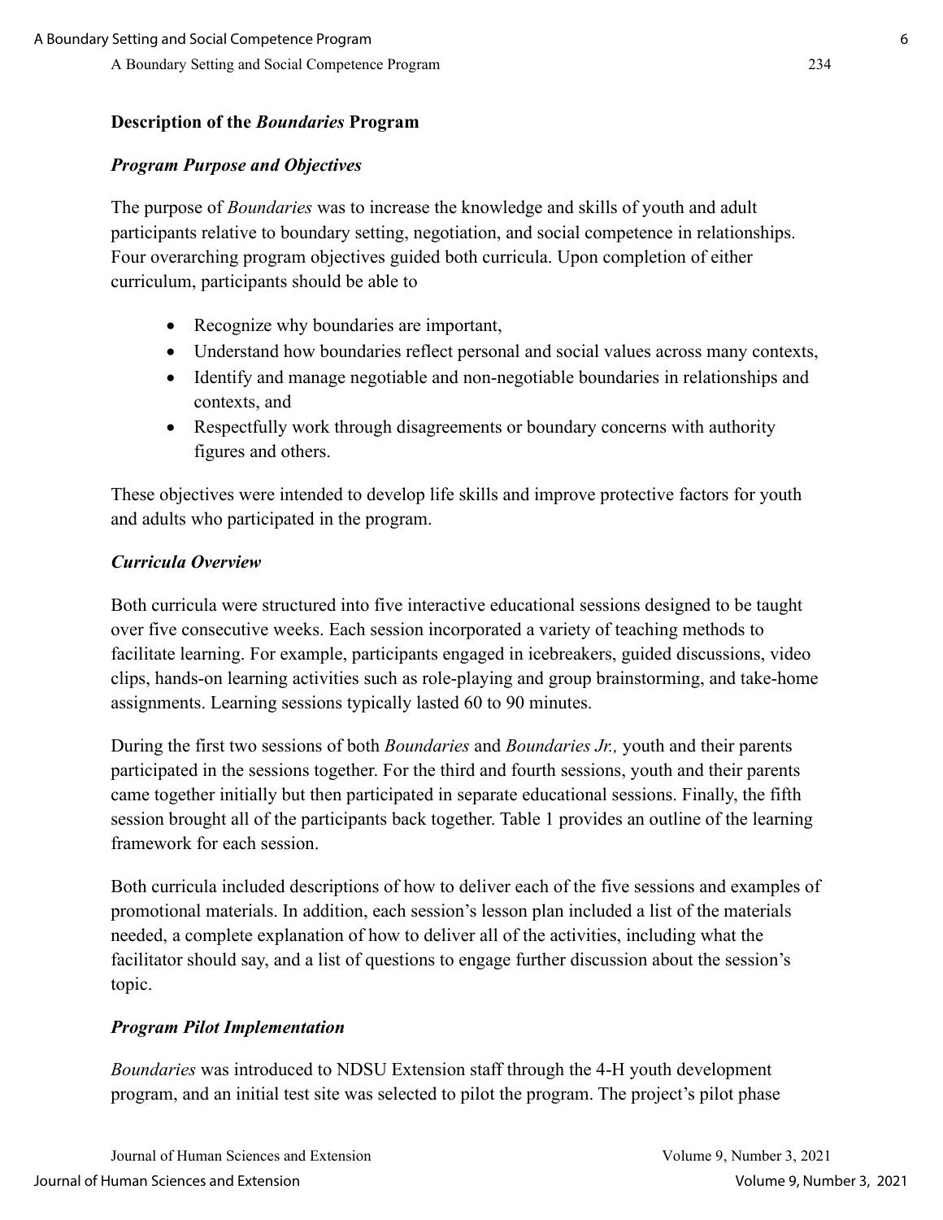## Description of the *Boundaries* Program

### *Program Purpose and Objectives*

The purpose of *Boundaries* was to increase the knowledge and skills of youth and adult participants relative to boundary setting, negotiation, and social competence in relationships. Four overarching program objectives guided both curricula. Upon completion of either curriculum, participants should be able to

- Recognize why boundaries are important,
- Understand how boundaries reflect personal and social values across many contexts,
- Identify and manage negotiable and non-negotiable boundaries in relationships and contexts, and
- Respectfully work through disagreements or boundary concerns with authority figures and others.

These objectives were intended to develop life skills and improve protective factors for youth and adults who participated in the program.

### *Curricula Overview*

Both curricula were structured into five interactive educational sessions designed to be taught over five consecutive weeks. Each session incorporated a variety of teaching methods to facilitate learning. For example, participants engaged in icebreakers, guided discussions, video clips, hands-on learning activities such as role-playing and group brainstorming, and take-home assignments. Learning sessions typically lasted 60 to 90 minutes.

During the first two sessions of both *Boundaries* and *Boundaries Jr.,* youth and their parents participated in the sessions together. For the third and fourth sessions, youth and their parents came together initially but then participated in separate educational sessions. Finally, the fifth session brought all of the participants back together. Table 1 provides an outline of the learning framework for each session.

Both curricula included descriptions of how to deliver each of the five sessions and examples of promotional materials. In addition, each session's lesson plan included a list of the materials needed, a complete explanation of how to deliver all of the activities, including what the facilitator should say, and a list of questions to engage further discussion about the session's topic.

### *Program Pilot Implementation*

*Boundaries* was introduced to NDSU Extension staff through the 4-H youth development program, and an initial test site was selected to pilot the program. The project's pilot phase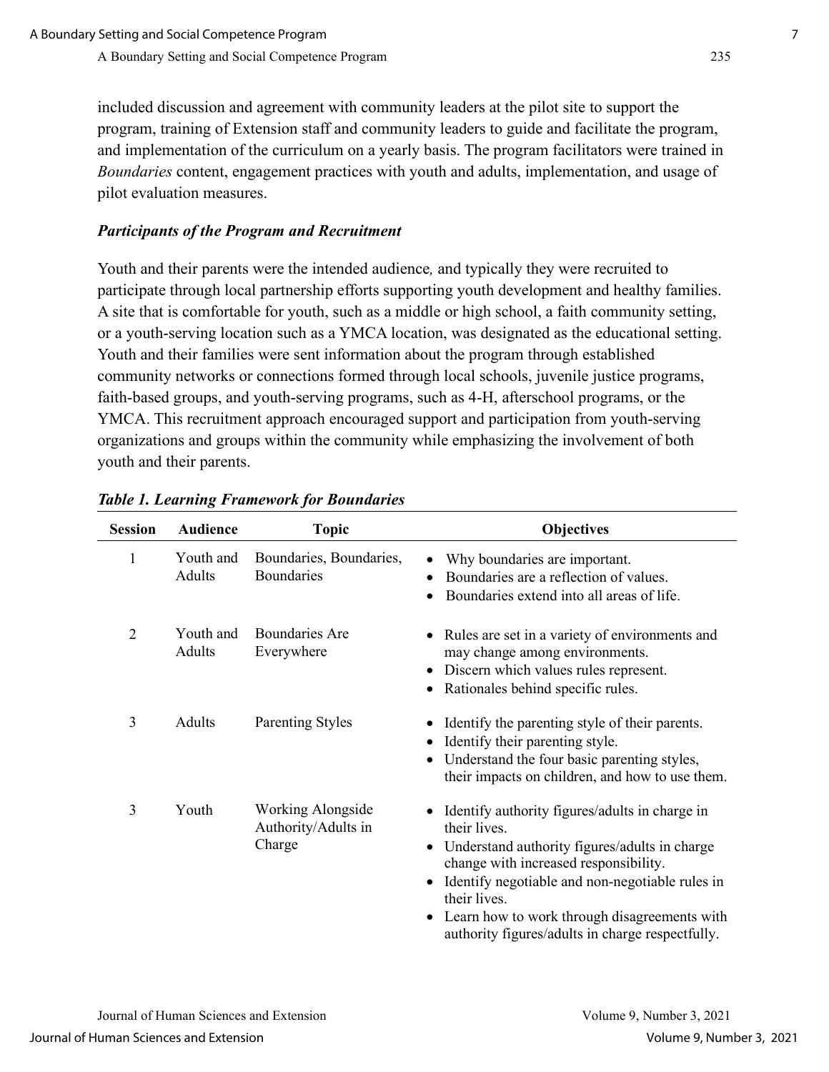included discussion and agreement with community leaders at the pilot site to support the program, training of Extension staff and community leaders to guide and facilitate the program, and implementation of the curriculum on a yearly basis. The program facilitators were trained in *Boundaries* content, engagement practices with youth and adults, implementation, and usage of pilot evaluation measures.

### *Participants of the Program and Recruitment*

Youth and their parents were the intended audience, and typically they were recruited to participate through local partnership efforts supporting youth development and healthy families. A site that is comfortable for youth, such as a middle or high school, a faith community setting, or a youth-serving location such as a YMCA location, was designated as the educational setting. Youth and their families were sent information about the program through established community networks or connections formed through local schools, juvenile justice programs, faith-based groups, and youth-serving programs, such as 4-H, afterschool programs, or the YMCA. This recruitment approach encouraged support and participation from youth-serving organizations and groups within the community while emphasizing the involvement of both youth and their parents.

***Table 1. Learning Framework for Boundaries***

| Session | Audience | Topic | Objectives |
|---|---|---|---|
| 1 | Youth and Adults | Boundaries, Boundaries, Boundaries | • Why boundaries are important.<br>• Boundaries are a reflection of values.<br>• Boundaries extend into all areas of life. |
| 2 | Youth and Adults | Boundaries Are Everywhere | • Rules are set in a variety of environments and may change among environments.<br>• Discern which values rules represent.<br>• Rationales behind specific rules. |
| 3 | Adults | Parenting Styles | • Identify the parenting style of their parents.<br>• Identify their parenting style.<br>• Understand the four basic parenting styles, their impacts on children, and how to use them. |
| 3 | Youth | Working Alongside Authority/Adults in Charge | • Identify authority figures/adults in charge in their lives.<br>• Understand authority figures/adults in charge change with increased responsibility.<br>• Identify negotiable and non-negotiable rules in their lives.<br>• Learn how to work through disagreements with authority figures/adults in charge respectfully. |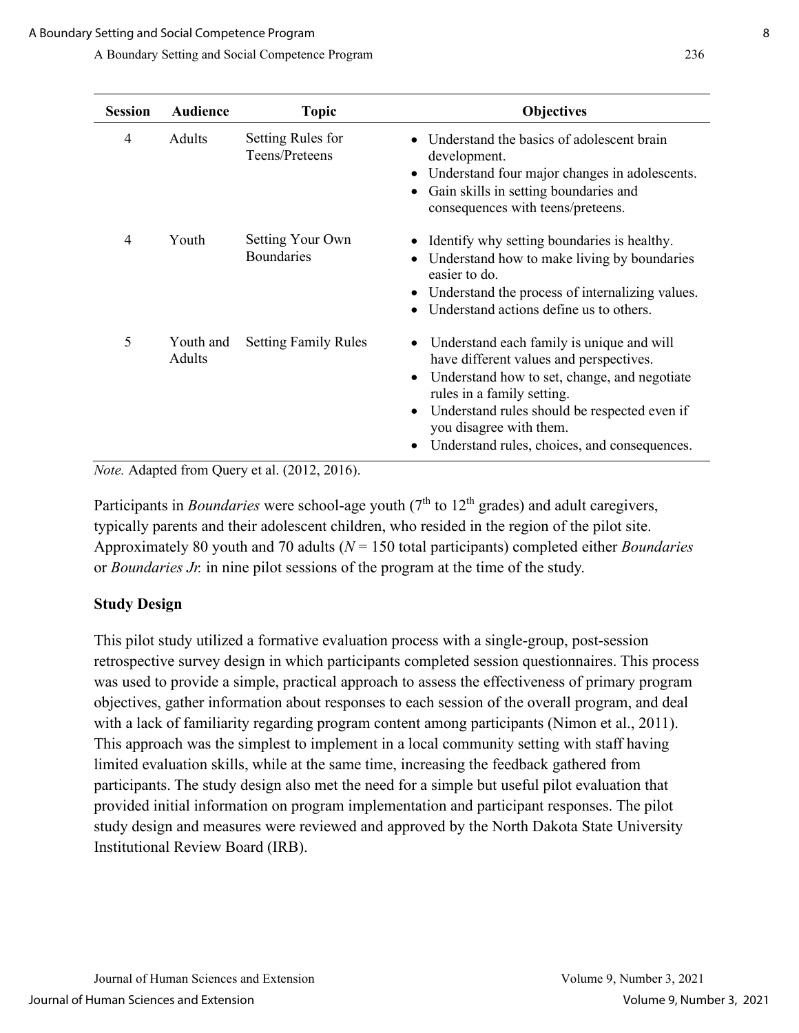| Session | Audience | Topic | Objectives |
|---|---|---|---|
| 4 | Adults | Setting Rules for Teens/Preteens | • Understand the basics of adolescent brain development.<br>• Understand four major changes in adolescents.<br>• Gain skills in setting boundaries and consequences with teens/preteens. |
| 4 | Youth | Setting Your Own Boundaries | • Identify why setting boundaries is healthy.<br>• Understand how to make living by boundaries easier to do.<br>• Understand the process of internalizing values.<br>• Understand actions define us to others. |
| 5 | Youth and Adults | Setting Family Rules | • Understand each family is unique and will have different values and perspectives.<br>• Understand how to set, change, and negotiate rules in a family setting.<br>• Understand rules should be respected even if you disagree with them.<br>• Understand rules, choices, and consequences. |

*Note.* Adapted from Query et al. (2012, 2016).

Participants in *Boundaries* were school-age youth (7th to 12th grades) and adult caregivers, typically parents and their adolescent children, who resided in the region of the pilot site. Approximately 80 youth and 70 adults ($N$ = 150 total participants) completed either *Boundaries* or *Boundaries Jr.* in nine pilot sessions of the program at the time of the study.

### Study Design

This pilot study utilized a formative evaluation process with a single-group, post-session retrospective survey design in which participants completed session questionnaires. This process was used to provide a simple, practical approach to assess the effectiveness of primary program objectives, gather information about responses to each session of the overall program, and deal with a lack of familiarity regarding program content among participants (Nimon et al., 2011). This approach was the simplest to implement in a local community setting with staff having limited evaluation skills, while at the same time, increasing the feedback gathered from participants. The study design also met the need for a simple but useful pilot evaluation that provided initial information on program implementation and participant responses. The pilot study design and measures were reviewed and approved by the North Dakota State University Institutional Review Board (IRB).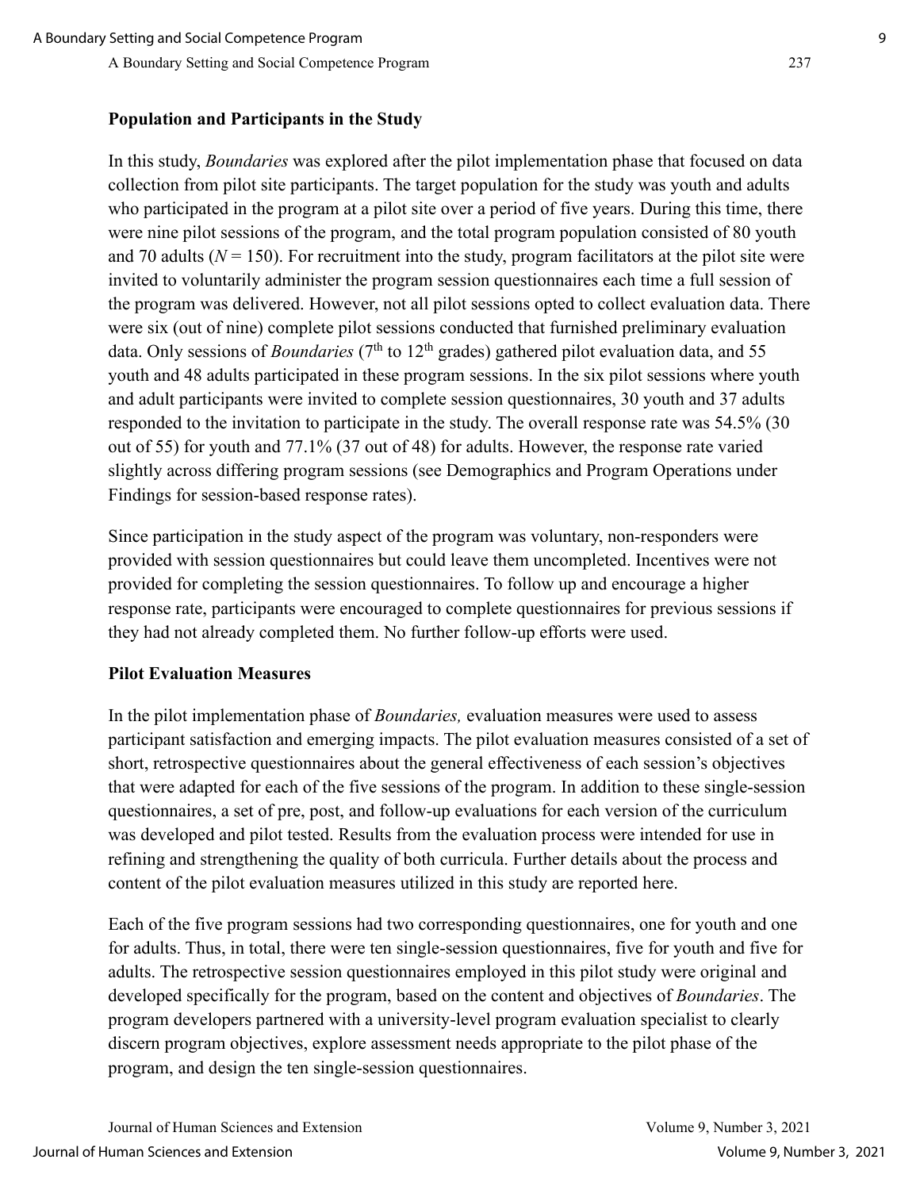**Population and Participants in the Study**

In this study, *Boundaries* was explored after the pilot implementation phase that focused on data collection from pilot site participants. The target population for the study was youth and adults who participated in the program at a pilot site over a period of five years. During this time, there were nine pilot sessions of the program, and the total program population consisted of 80 youth and 70 adults ($N = 150$). For recruitment into the study, program facilitators at the pilot site were invited to voluntarily administer the program session questionnaires each time a full session of the program was delivered. However, not all pilot sessions opted to collect evaluation data. There were six (out of nine) complete pilot sessions conducted that furnished preliminary evaluation data. Only sessions of *Boundaries* ($7^{th}$ to $12^{th}$ grades) gathered pilot evaluation data, and 55 youth and 48 adults participated in these program sessions. In the six pilot sessions where youth and adult participants were invited to complete session questionnaires, 30 youth and 37 adults responded to the invitation to participate in the study. The overall response rate was 54.5% (30 out of 55) for youth and 77.1% (37 out of 48) for adults. However, the response rate varied slightly across differing program sessions (see Demographics and Program Operations under Findings for session-based response rates).

Since participation in the study aspect of the program was voluntary, non-responders were provided with session questionnaires but could leave them uncompleted. Incentives were not provided for completing the session questionnaires. To follow up and encourage a higher response rate, participants were encouraged to complete questionnaires for previous sessions if they had not already completed them. No further follow-up efforts were used.

**Pilot Evaluation Measures**

In the pilot implementation phase of *Boundaries,* evaluation measures were used to assess participant satisfaction and emerging impacts. The pilot evaluation measures consisted of a set of short, retrospective questionnaires about the general effectiveness of each session's objectives that were adapted for each of the five sessions of the program. In addition to these single-session questionnaires, a set of pre, post, and follow-up evaluations for each version of the curriculum was developed and pilot tested. Results from the evaluation process were intended for use in refining and strengthening the quality of both curricula. Further details about the process and content of the pilot evaluation measures utilized in this study are reported here.

Each of the five program sessions had two corresponding questionnaires, one for youth and one for adults. Thus, in total, there were ten single-session questionnaires, five for youth and five for adults. The retrospective session questionnaires employed in this pilot study were original and developed specifically for the program, based on the content and objectives of *Boundaries*. The program developers partnered with a university-level program evaluation specialist to clearly discern program objectives, explore assessment needs appropriate to the pilot phase of the program, and design the ten single-session questionnaires.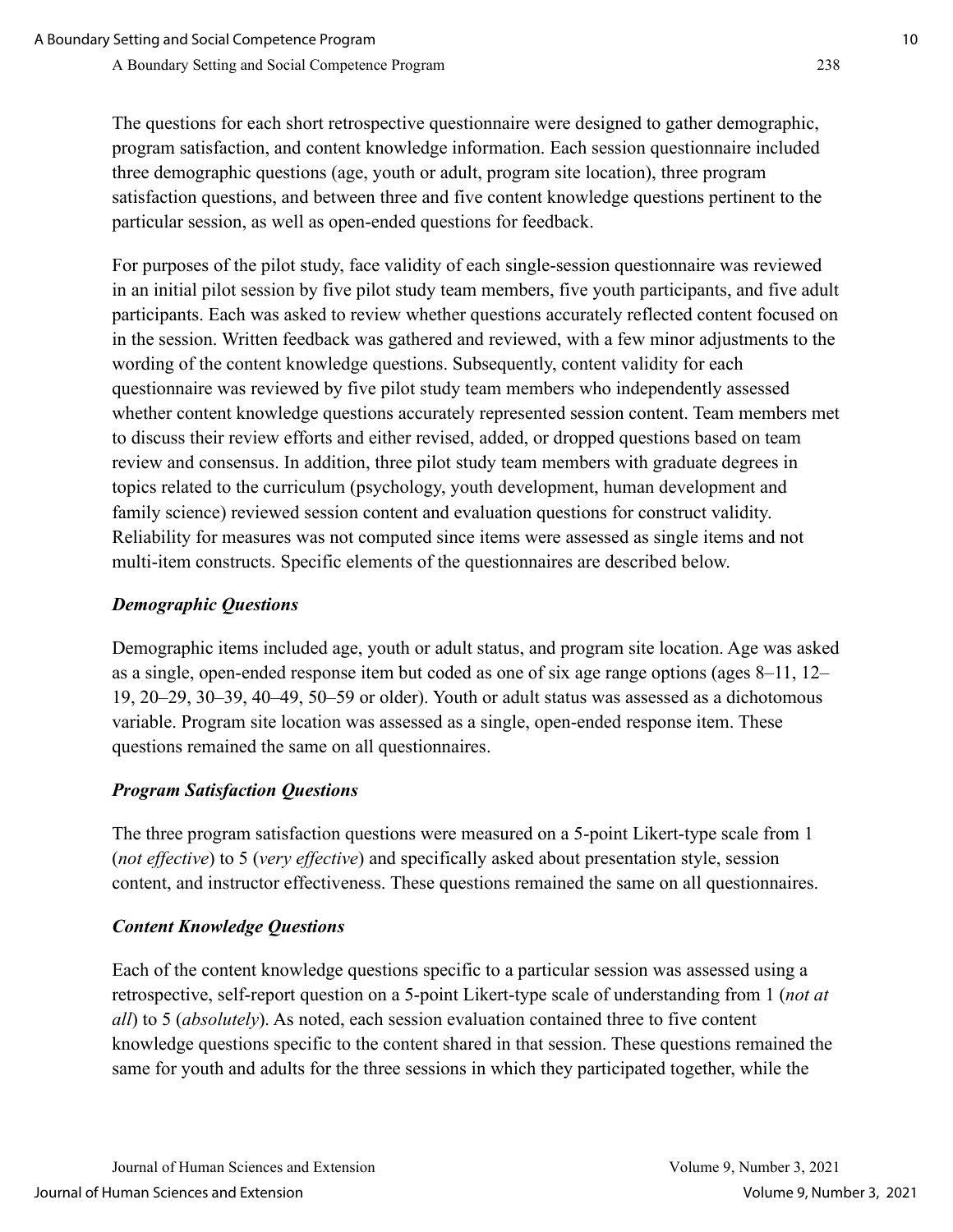The questions for each short retrospective questionnaire were designed to gather demographic, program satisfaction, and content knowledge information. Each session questionnaire included three demographic questions (age, youth or adult, program site location), three program satisfaction questions, and between three and five content knowledge questions pertinent to the particular session, as well as open-ended questions for feedback.

For purposes of the pilot study, face validity of each single-session questionnaire was reviewed in an initial pilot session by five pilot study team members, five youth participants, and five adult participants. Each was asked to review whether questions accurately reflected content focused on in the session. Written feedback was gathered and reviewed, with a few minor adjustments to the wording of the content knowledge questions. Subsequently, content validity for each questionnaire was reviewed by five pilot study team members who independently assessed whether content knowledge questions accurately represented session content. Team members met to discuss their review efforts and either revised, added, or dropped questions based on team review and consensus. In addition, three pilot study team members with graduate degrees in topics related to the curriculum (psychology, youth development, human development and family science) reviewed session content and evaluation questions for construct validity. Reliability for measures was not computed since items were assessed as single items and not multi-item constructs. Specific elements of the questionnaires are described below.

### *Demographic Questions*

Demographic items included age, youth or adult status, and program site location. Age was asked as a single, open-ended response item but coded as one of six age range options (ages 8–11, 12–19, 20–29, 30–39, 40–49, 50–59 or older). Youth or adult status was assessed as a dichotomous variable. Program site location was assessed as a single, open-ended response item. These questions remained the same on all questionnaires.

### *Program Satisfaction Questions*

The three program satisfaction questions were measured on a 5-point Likert-type scale from 1 (*not effective*) to 5 (*very effective*) and specifically asked about presentation style, session content, and instructor effectiveness. These questions remained the same on all questionnaires.

### *Content Knowledge Questions*

Each of the content knowledge questions specific to a particular session was assessed using a retrospective, self-report question on a 5-point Likert-type scale of understanding from 1 (*not at all*) to 5 (*absolutely*). As noted, each session evaluation contained three to five content knowledge questions specific to the content shared in that session. These questions remained the same for youth and adults for the three sessions in which they participated together, while the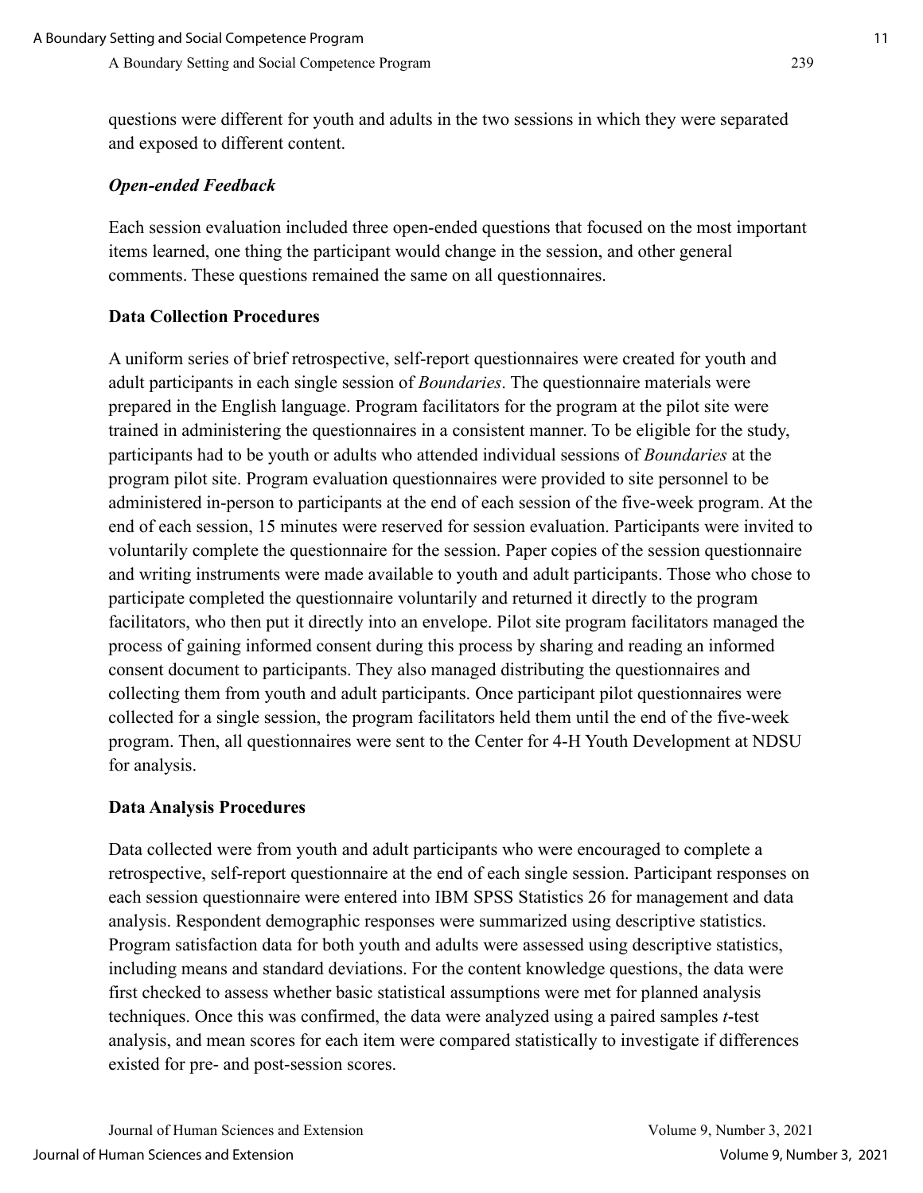questions were different for youth and adults in the two sessions in which they were separated and exposed to different content.

### *Open-ended Feedback*

Each session evaluation included three open-ended questions that focused on the most important items learned, one thing the participant would change in the session, and other general comments. These questions remained the same on all questionnaires.

## Data Collection Procedures

A uniform series of brief retrospective, self-report questionnaires were created for youth and adult participants in each single session of *Boundaries*. The questionnaire materials were prepared in the English language. Program facilitators for the program at the pilot site were trained in administering the questionnaires in a consistent manner. To be eligible for the study, participants had to be youth or adults who attended individual sessions of *Boundaries* at the program pilot site. Program evaluation questionnaires were provided to site personnel to be administered in-person to participants at the end of each session of the five-week program. At the end of each session, 15 minutes were reserved for session evaluation. Participants were invited to voluntarily complete the questionnaire for the session. Paper copies of the session questionnaire and writing instruments were made available to youth and adult participants. Those who chose to participate completed the questionnaire voluntarily and returned it directly to the program facilitators, who then put it directly into an envelope. Pilot site program facilitators managed the process of gaining informed consent during this process by sharing and reading an informed consent document to participants. They also managed distributing the questionnaires and collecting them from youth and adult participants. Once participant pilot questionnaires were collected for a single session, the program facilitators held them until the end of the five-week program. Then, all questionnaires were sent to the Center for 4-H Youth Development at NDSU for analysis.

## Data Analysis Procedures

Data collected were from youth and adult participants who were encouraged to complete a retrospective, self-report questionnaire at the end of each single session. Participant responses on each session questionnaire were entered into IBM SPSS Statistics 26 for management and data analysis. Respondent demographic responses were summarized using descriptive statistics. Program satisfaction data for both youth and adults were assessed using descriptive statistics, including means and standard deviations. For the content knowledge questions, the data were first checked to assess whether basic statistical assumptions were met for planned analysis techniques. Once this was confirmed, the data were analyzed using a paired samples $t$-test analysis, and mean scores for each item were compared statistically to investigate if differences existed for pre- and post-session scores.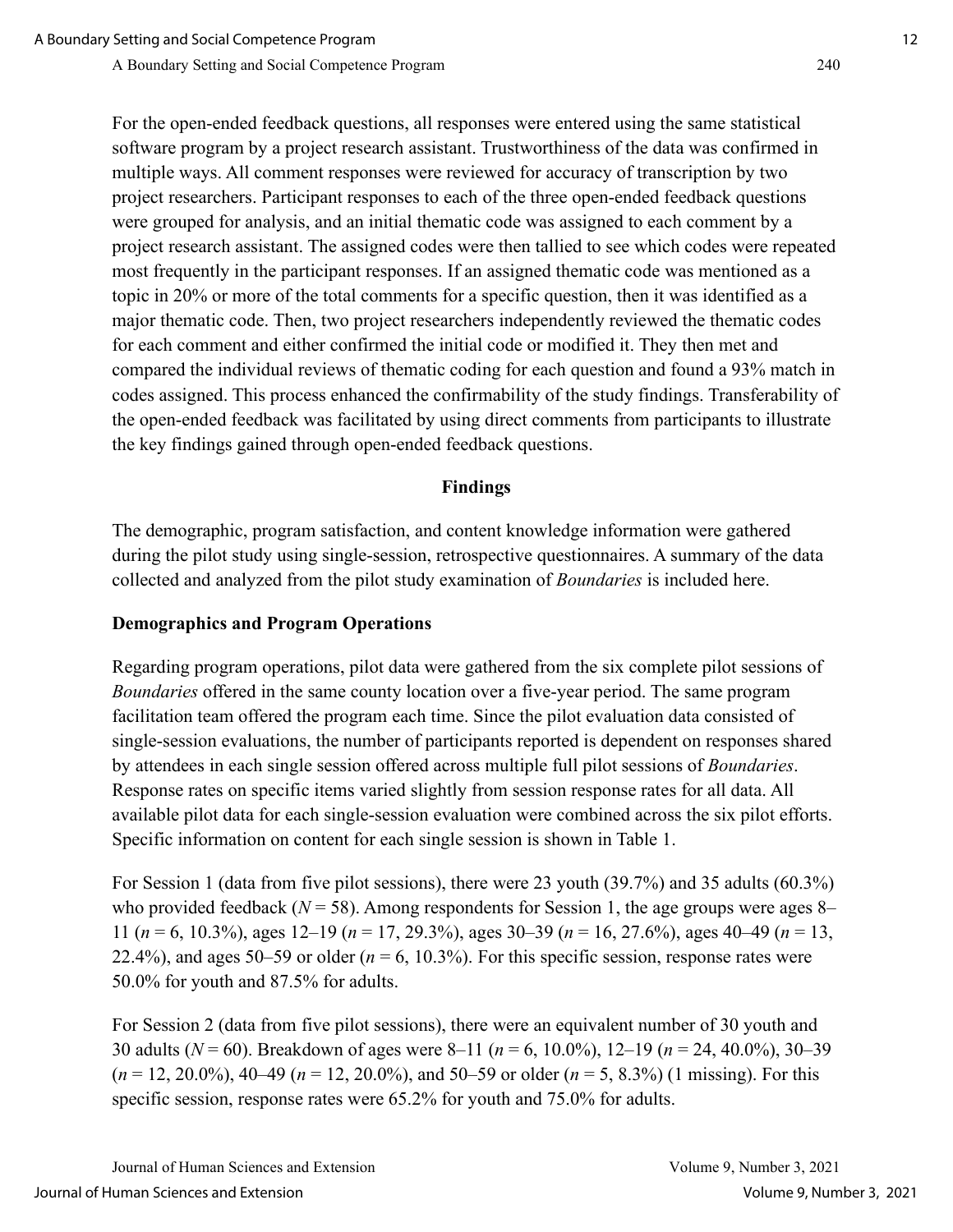For the open-ended feedback questions, all responses were entered using the same statistical software program by a project research assistant. Trustworthiness of the data was confirmed in multiple ways. All comment responses were reviewed for accuracy of transcription by two project researchers. Participant responses to each of the three open-ended feedback questions were grouped for analysis, and an initial thematic code was assigned to each comment by a project research assistant. The assigned codes were then tallied to see which codes were repeated most frequently in the participant responses. If an assigned thematic code was mentioned as a topic in 20% or more of the total comments for a specific question, then it was identified as a major thematic code. Then, two project researchers independently reviewed the thematic codes for each comment and either confirmed the initial code or modified it. They then met and compared the individual reviews of thematic coding for each question and found a 93% match in codes assigned. This process enhanced the confirmability of the study findings. Transferability of the open-ended feedback was facilitated by using direct comments from participants to illustrate the key findings gained through open-ended feedback questions.

## Findings

The demographic, program satisfaction, and content knowledge information were gathered during the pilot study using single-session, retrospective questionnaires. A summary of the data collected and analyzed from the pilot study examination of *Boundaries* is included here.

### Demographics and Program Operations

Regarding program operations, pilot data were gathered from the six complete pilot sessions of *Boundaries* offered in the same county location over a five-year period. The same program facilitation team offered the program each time. Since the pilot evaluation data consisted of single-session evaluations, the number of participants reported is dependent on responses shared by attendees in each single session offered across multiple full pilot sessions of *Boundaries*. Response rates on specific items varied slightly from session response rates for all data. All available pilot data for each single-session evaluation were combined across the six pilot efforts. Specific information on content for each single session is shown in Table 1.

For Session 1 (data from five pilot sessions), there were 23 youth (39.7%) and 35 adults (60.3%) who provided feedback ($N = 58$). Among respondents for Session 1, the age groups were ages 8–11 ($n = 6$, 10.3%), ages 12–19 ($n = 17$, 29.3%), ages 30–39 ($n = 16$, 27.6%), ages 40–49 ($n = 13$, 22.4%), and ages 50–59 or older ($n = 6$, 10.3%). For this specific session, response rates were 50.0% for youth and 87.5% for adults.

For Session 2 (data from five pilot sessions), there were an equivalent number of 30 youth and 30 adults ($N = 60$). Breakdown of ages were 8–11 ($n = 6$, 10.0%), 12–19 ($n = 24$, 40.0%), 30–39 ($n = 12$, 20.0%), 40–49 ($n = 12$, 20.0%), and 50–59 or older ($n = 5$, 8.3%) (1 missing). For this specific session, response rates were 65.2% for youth and 75.0% for adults.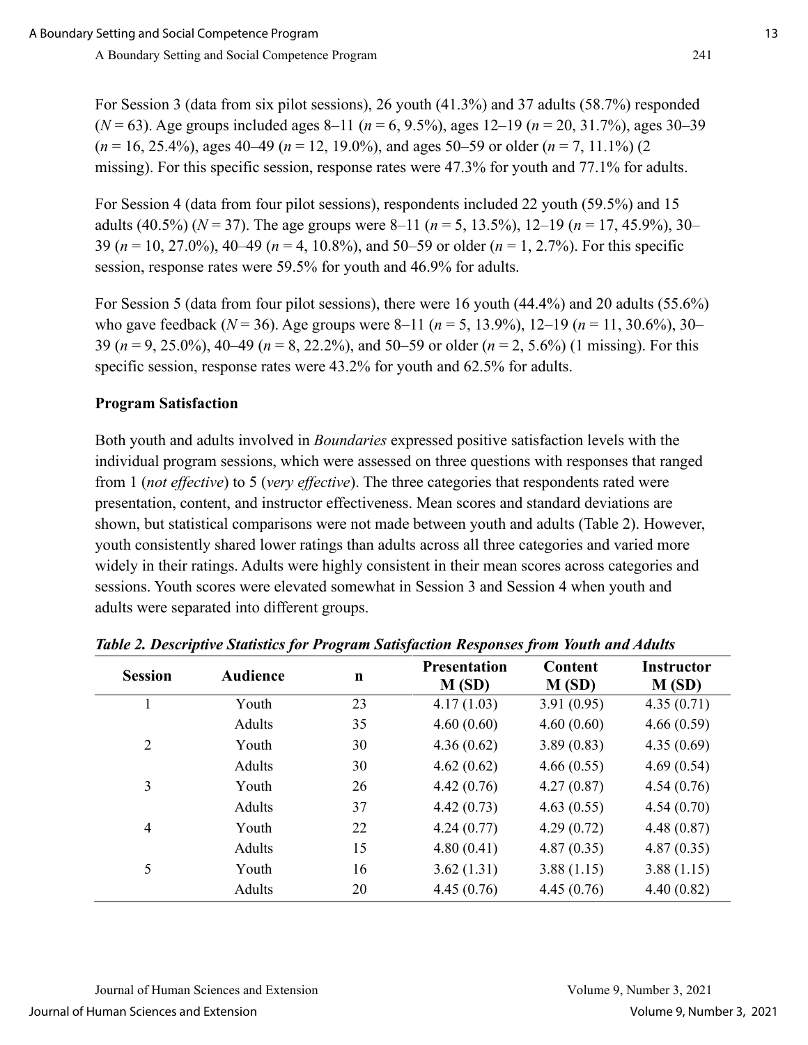For Session 3 (data from six pilot sessions), 26 youth (41.3%) and 37 adults (58.7%) responded ($N$ = 63). Age groups included ages 8–11 ($n$ = 6, 9.5%), ages 12–19 ($n$ = 20, 31.7%), ages 30–39 ($n$ = 16, 25.4%), ages 40–49 ($n$ = 12, 19.0%), and ages 50–59 or older ($n$ = 7, 11.1%) (2 missing). For this specific session, response rates were 47.3% for youth and 77.1% for adults.

For Session 4 (data from four pilot sessions), respondents included 22 youth (59.5%) and 15 adults (40.5%) ($N$ = 37). The age groups were 8–11 ($n$ = 5, 13.5%), 12–19 ($n$ = 17, 45.9%), 30–39 ($n$ = 10, 27.0%), 40–49 ($n$ = 4, 10.8%), and 50–59 or older ($n$ = 1, 2.7%). For this specific session, response rates were 59.5% for youth and 46.9% for adults.

For Session 5 (data from four pilot sessions), there were 16 youth (44.4%) and 20 adults (55.6%) who gave feedback ($N$ = 36). Age groups were 8–11 ($n$ = 5, 13.9%), 12–19 ($n$ = 11, 30.6%), 30–39 ($n$ = 9, 25.0%), 40–49 ($n$ = 8, 22.2%), and 50–59 or older ($n$ = 2, 5.6%) (1 missing). For this specific session, response rates were 43.2% for youth and 62.5% for adults.

**Program Satisfaction**

Both youth and adults involved in *Boundaries* expressed positive satisfaction levels with the individual program sessions, which were assessed on three questions with responses that ranged from 1 (*not effective*) to 5 (*very effective*). The three categories that respondents rated were presentation, content, and instructor effectiveness. Mean scores and standard deviations are shown, but statistical comparisons were not made between youth and adults (Table 2). However, youth consistently shared lower ratings than adults across all three categories and varied more widely in their ratings. Adults were highly consistent in their mean scores across categories and sessions. Youth scores were elevated somewhat in Session 3 and Session 4 when youth and adults were separated into different groups.

***Table 2. Descriptive Statistics for Program Satisfaction Responses from Youth and Adults***

| Session | Audience | n | Presentation M (SD) | Content M (SD) | Instructor M (SD) |
|---|---|---|---|---|---|
| 1 | Youth | 23 | 4.17 (1.03) | 3.91 (0.95) | 4.35 (0.71) |
| | Adults | 35 | 4.60 (0.60) | 4.60 (0.60) | 4.66 (0.59) |
| 2 | Youth | 30 | 4.36 (0.62) | 3.89 (0.83) | 4.35 (0.69) |
| | Adults | 30 | 4.62 (0.62) | 4.66 (0.55) | 4.69 (0.54) |
| 3 | Youth | 26 | 4.42 (0.76) | 4.27 (0.87) | 4.54 (0.76) |
| | Adults | 37 | 4.42 (0.73) | 4.63 (0.55) | 4.54 (0.70) |
| 4 | Youth | 22 | 4.24 (0.77) | 4.29 (0.72) | 4.48 (0.87) |
| | Adults | 15 | 4.80 (0.41) | 4.87 (0.35) | 4.87 (0.35) |
| 5 | Youth | 16 | 3.62 (1.31) | 3.88 (1.15) | 3.88 (1.15) |
| | Adults | 20 | 4.45 (0.76) | 4.45 (0.76) | 4.40 (0.82) |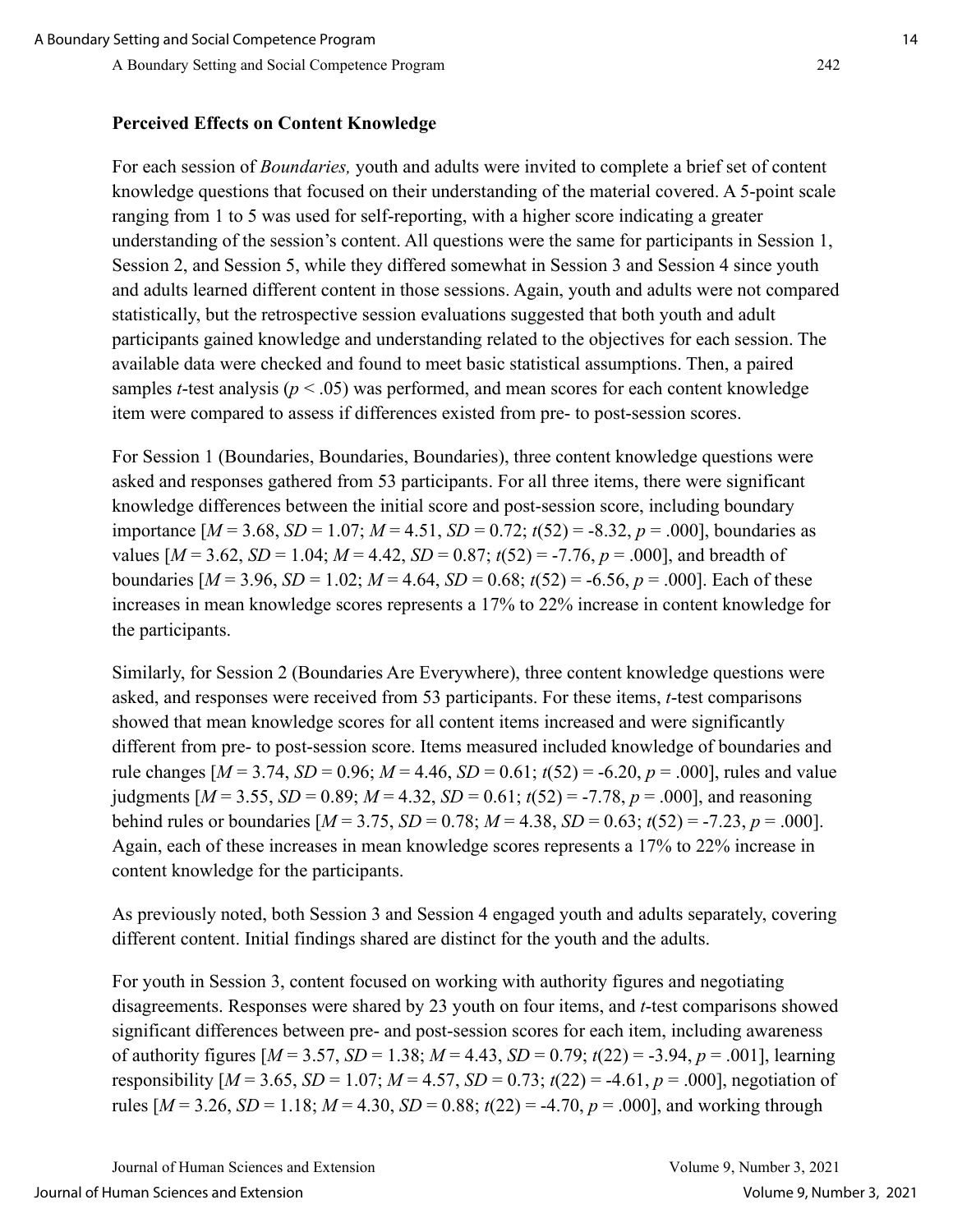### Perceived Effects on Content Knowledge

For each session of *Boundaries,* youth and adults were invited to complete a brief set of content knowledge questions that focused on their understanding of the material covered. A 5-point scale ranging from 1 to 5 was used for self-reporting, with a higher score indicating a greater understanding of the session's content. All questions were the same for participants in Session 1, Session 2, and Session 5, while they differed somewhat in Session 3 and Session 4 since youth and adults learned different content in those sessions. Again, youth and adults were not compared statistically, but the retrospective session evaluations suggested that both youth and adult participants gained knowledge and understanding related to the objectives for each session. The available data were checked and found to meet basic statistical assumptions. Then, a paired samples *t*-test analysis ($p < .05$) was performed, and mean scores for each content knowledge item were compared to assess if differences existed from pre- to post-session scores.

For Session 1 (Boundaries, Boundaries, Boundaries), three content knowledge questions were asked and responses gathered from 53 participants. For all three items, there were significant knowledge differences between the initial score and post-session score, including boundary importance [$M = 3.68$, $SD = 1.07$; $M = 4.51$, $SD = 0.72$; $t(52) = -8.32$, $p = .000$], boundaries as values [$M = 3.62$, $SD = 1.04$; $M = 4.42$, $SD = 0.87$; $t(52) = -7.76$, $p = .000$], and breadth of boundaries [$M = 3.96$, $SD = 1.02$; $M = 4.64$, $SD = 0.68$; $t(52) = -6.56$, $p = .000$]. Each of these increases in mean knowledge scores represents a 17% to 22% increase in content knowledge for the participants.

Similarly, for Session 2 (Boundaries Are Everywhere), three content knowledge questions were asked, and responses were received from 53 participants. For these items, *t*-test comparisons showed that mean knowledge scores for all content items increased and were significantly different from pre- to post-session score. Items measured included knowledge of boundaries and rule changes [$M = 3.74$, $SD = 0.96$; $M = 4.46$, $SD = 0.61$; $t(52) = -6.20$, $p = .000$], rules and value judgments [$M = 3.55$, $SD = 0.89$; $M = 4.32$, $SD = 0.61$; $t(52) = -7.78$, $p = .000$], and reasoning behind rules or boundaries [$M = 3.75$, $SD = 0.78$; $M = 4.38$, $SD = 0.63$; $t(52) = -7.23$, $p = .000$]. Again, each of these increases in mean knowledge scores represents a 17% to 22% increase in content knowledge for the participants.

As previously noted, both Session 3 and Session 4 engaged youth and adults separately, covering different content. Initial findings shared are distinct for the youth and the adults.

For youth in Session 3, content focused on working with authority figures and negotiating disagreements. Responses were shared by 23 youth on four items, and *t*-test comparisons showed significant differences between pre- and post-session scores for each item, including awareness of authority figures [$M = 3.57$, $SD = 1.38$; $M = 4.43$, $SD = 0.79$; $t(22) = -3.94$, $p = .001$], learning responsibility [$M = 3.65$, $SD = 1.07$; $M = 4.57$, $SD = 0.73$; $t(22) = -4.61$, $p = .000$], negotiation of rules [$M = 3.26$, $SD = 1.18$; $M = 4.30$, $SD = 0.88$; $t(22) = -4.70$, $p = .000$], and working through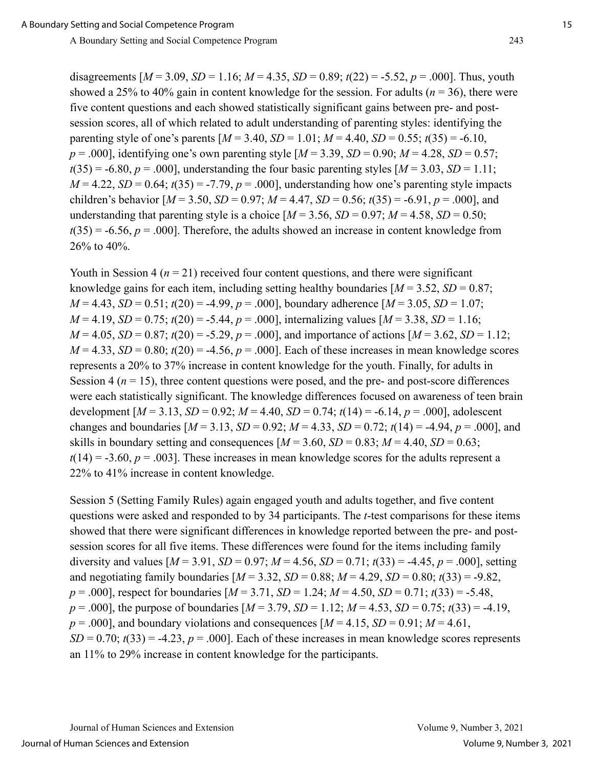disagreements [$M = 3.09$, $SD = 1.16$; $M = 4.35$, $SD = 0.89$; $t(22) = -5.52$, $p = .000$]. Thus, youth showed a 25% to 40% gain in content knowledge for the session. For adults ($n = 36$), there were five content questions and each showed statistically significant gains between pre- and post-session scores, all of which related to adult understanding of parenting styles: identifying the parenting style of one's parents [$M = 3.40$, $SD = 1.01$; $M = 4.40$, $SD = 0.55$; $t(35) = -6.10$, $p = .000$], identifying one's own parenting style [$M = 3.39$, $SD = 0.90$; $M = 4.28$, $SD = 0.57$; $t(35) = -6.80$, $p = .000$], understanding the four basic parenting styles [$M = 3.03$, $SD = 1.11$; $M = 4.22$, $SD = 0.64$; $t(35) = -7.79$, $p = .000$], understanding how one's parenting style impacts children's behavior [$M = 3.50$, $SD = 0.97$; $M = 4.47$, $SD = 0.56$; $t(35) = -6.91$, $p = .000$], and understanding that parenting style is a choice [$M = 3.56$, $SD = 0.97$; $M = 4.58$, $SD = 0.50$; $t(35) = -6.56$, $p = .000$]. Therefore, the adults showed an increase in content knowledge from 26% to 40%.

Youth in Session 4 ($n = 21$) received four content questions, and there were significant knowledge gains for each item, including setting healthy boundaries [$M = 3.52$, $SD = 0.87$; $M = 4.43$, $SD = 0.51$; $t(20) = -4.99$, $p = .000$], boundary adherence [$M = 3.05$, $SD = 1.07$; $M = 4.19$, $SD = 0.75$; $t(20) = -5.44$, $p = .000$], internalizing values [$M = 3.38$, $SD = 1.16$; $M = 4.05$, $SD = 0.87$; $t(20) = -5.29$, $p = .000$], and importance of actions [$M = 3.62$, $SD = 1.12$; $M = 4.33$, $SD = 0.80$; $t(20) = -4.56$, $p = .000$]. Each of these increases in mean knowledge scores represents a 20% to 37% increase in content knowledge for the youth. Finally, for adults in Session 4 ($n = 15$), three content questions were posed, and the pre- and post-score differences were each statistically significant. The knowledge differences focused on awareness of teen brain development [$M = 3.13$, $SD = 0.92$; $M = 4.40$, $SD = 0.74$; $t(14) = -6.14$, $p = .000$], adolescent changes and boundaries [$M = 3.13$, $SD = 0.92$; $M = 4.33$, $SD = 0.72$; $t(14) = -4.94$, $p = .000$], and skills in boundary setting and consequences [$M = 3.60$, $SD = 0.83$; $M = 4.40$, $SD = 0.63$; $t(14) = -3.60$, $p = .003$]. These increases in mean knowledge scores for the adults represent a 22% to 41% increase in content knowledge.

Session 5 (Setting Family Rules) again engaged youth and adults together, and five content questions were asked and responded to by 34 participants. The *t*-test comparisons for these items showed that there were significant differences in knowledge reported between the pre- and post-session scores for all five items. These differences were found for the items including family diversity and values [$M = 3.91$, $SD = 0.97$; $M = 4.56$, $SD = 0.71$; $t(33) = -4.45$, $p = .000$], setting and negotiating family boundaries [$M = 3.32$, $SD = 0.88$; $M = 4.29$, $SD = 0.80$; $t(33) = -9.82$, $p = .000$], respect for boundaries [$M = 3.71$, $SD = 1.24$; $M = 4.50$, $SD = 0.71$; $t(33) = -5.48$, $p = .000$], the purpose of boundaries [$M = 3.79$, $SD = 1.12$; $M = 4.53$, $SD = 0.75$; $t(33) = -4.19$, $p = .000$], and boundary violations and consequences [$M = 4.15$, $SD = 0.91$; $M = 4.61$, $SD = 0.70$; $t(33) = -4.23$, $p = .000$]. Each of these increases in mean knowledge scores represents an 11% to 29% increase in content knowledge for the participants.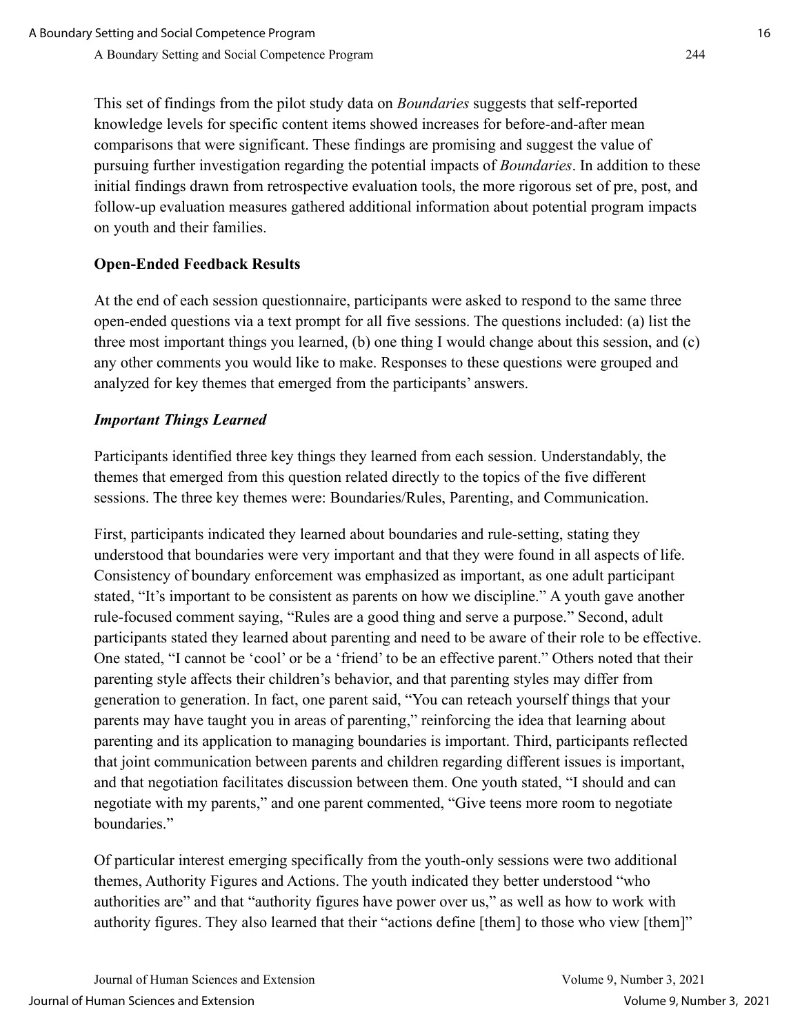This set of findings from the pilot study data on *Boundaries* suggests that self-reported knowledge levels for specific content items showed increases for before-and-after mean comparisons that were significant. These findings are promising and suggest the value of pursuing further investigation regarding the potential impacts of *Boundaries*. In addition to these initial findings drawn from retrospective evaluation tools, the more rigorous set of pre, post, and follow-up evaluation measures gathered additional information about potential program impacts on youth and their families.

## Open-Ended Feedback Results

At the end of each session questionnaire, participants were asked to respond to the same three open-ended questions via a text prompt for all five sessions. The questions included: (a) list the three most important things you learned, (b) one thing I would change about this session, and (c) any other comments you would like to make. Responses to these questions were grouped and analyzed for key themes that emerged from the participants' answers.

### *Important Things Learned*

Participants identified three key things they learned from each session. Understandably, the themes that emerged from this question related directly to the topics of the five different sessions. The three key themes were: Boundaries/Rules, Parenting, and Communication.

First, participants indicated they learned about boundaries and rule-setting, stating they understood that boundaries were very important and that they were found in all aspects of life. Consistency of boundary enforcement was emphasized as important, as one adult participant stated, "It's important to be consistent as parents on how we discipline." A youth gave another rule-focused comment saying, "Rules are a good thing and serve a purpose." Second, adult participants stated they learned about parenting and need to be aware of their role to be effective. One stated, "I cannot be 'cool' or be a 'friend' to be an effective parent." Others noted that their parenting style affects their children's behavior, and that parenting styles may differ from generation to generation. In fact, one parent said, "You can reteach yourself things that your parents may have taught you in areas of parenting," reinforcing the idea that learning about parenting and its application to managing boundaries is important. Third, participants reflected that joint communication between parents and children regarding different issues is important, and that negotiation facilitates discussion between them. One youth stated, "I should and can negotiate with my parents," and one parent commented, "Give teens more room to negotiate boundaries."

Of particular interest emerging specifically from the youth-only sessions were two additional themes, Authority Figures and Actions. The youth indicated they better understood "who authorities are" and that "authority figures have power over us," as well as how to work with authority figures. They also learned that their "actions define [them] to those who view [them]"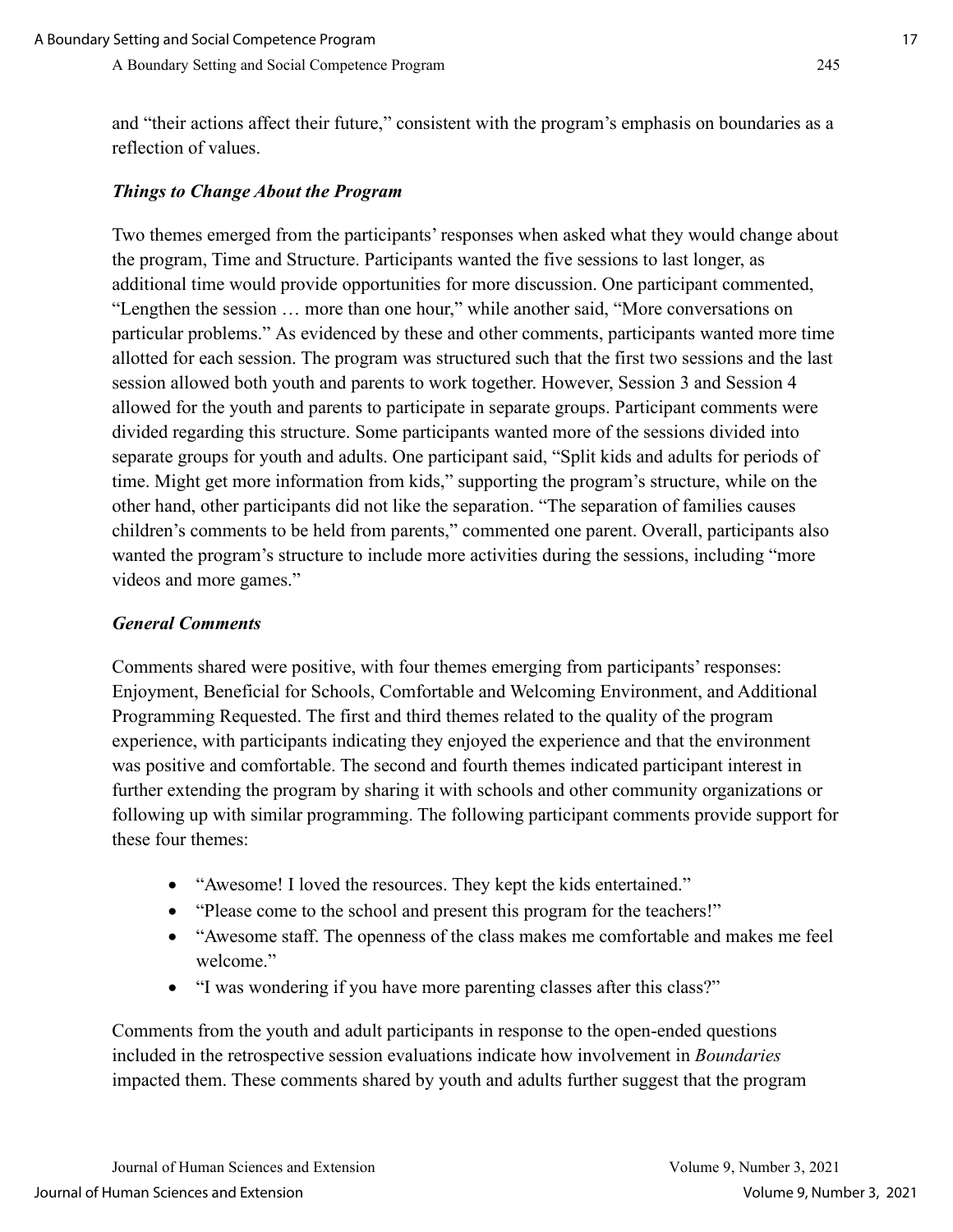and "their actions affect their future," consistent with the program's emphasis on boundaries as a reflection of values.

### *Things to Change About the Program*

Two themes emerged from the participants' responses when asked what they would change about the program, Time and Structure. Participants wanted the five sessions to last longer, as additional time would provide opportunities for more discussion. One participant commented, "Lengthen the session … more than one hour," while another said, "More conversations on particular problems." As evidenced by these and other comments, participants wanted more time allotted for each session. The program was structured such that the first two sessions and the last session allowed both youth and parents to work together. However, Session 3 and Session 4 allowed for the youth and parents to participate in separate groups. Participant comments were divided regarding this structure. Some participants wanted more of the sessions divided into separate groups for youth and adults. One participant said, "Split kids and adults for periods of time. Might get more information from kids," supporting the program's structure, while on the other hand, other participants did not like the separation. "The separation of families causes children's comments to be held from parents," commented one parent. Overall, participants also wanted the program's structure to include more activities during the sessions, including "more videos and more games."

### *General Comments*

Comments shared were positive, with four themes emerging from participants' responses: Enjoyment, Beneficial for Schools, Comfortable and Welcoming Environment, and Additional Programming Requested. The first and third themes related to the quality of the program experience, with participants indicating they enjoyed the experience and that the environment was positive and comfortable. The second and fourth themes indicated participant interest in further extending the program by sharing it with schools and other community organizations or following up with similar programming. The following participant comments provide support for these four themes:

- "Awesome! I loved the resources. They kept the kids entertained."
- "Please come to the school and present this program for the teachers!"
- "Awesome staff. The openness of the class makes me comfortable and makes me feel welcome."
- "I was wondering if you have more parenting classes after this class?"

Comments from the youth and adult participants in response to the open-ended questions included in the retrospective session evaluations indicate how involvement in *Boundaries* impacted them. These comments shared by youth and adults further suggest that the program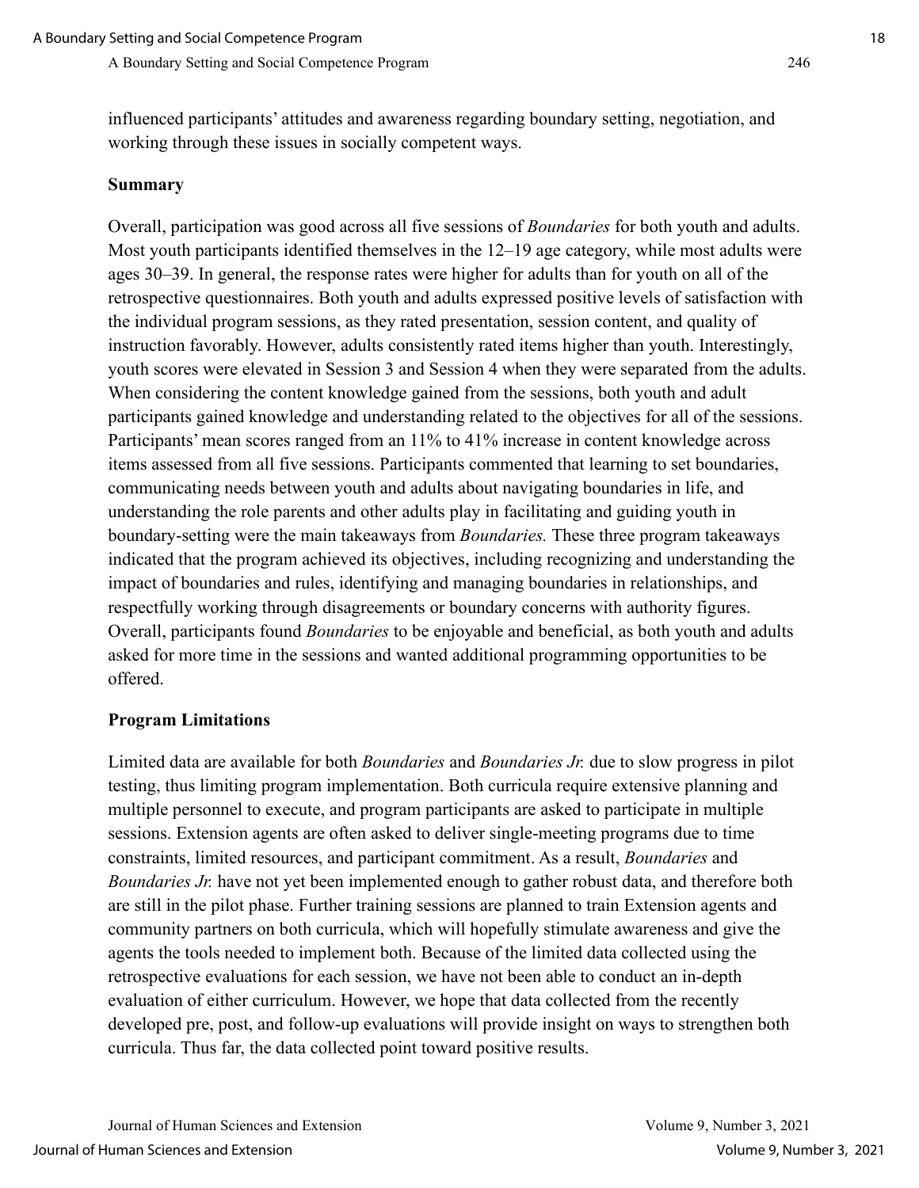influenced participants' attitudes and awareness regarding boundary setting, negotiation, and working through these issues in socially competent ways.

## Summary

Overall, participation was good across all five sessions of *Boundaries* for both youth and adults. Most youth participants identified themselves in the 12–19 age category, while most adults were ages 30–39. In general, the response rates were higher for adults than for youth on all of the retrospective questionnaires. Both youth and adults expressed positive levels of satisfaction with the individual program sessions, as they rated presentation, session content, and quality of instruction favorably. However, adults consistently rated items higher than youth. Interestingly, youth scores were elevated in Session 3 and Session 4 when they were separated from the adults. When considering the content knowledge gained from the sessions, both youth and adult participants gained knowledge and understanding related to the objectives for all of the sessions. Participants' mean scores ranged from an 11% to 41% increase in content knowledge across items assessed from all five sessions. Participants commented that learning to set boundaries, communicating needs between youth and adults about navigating boundaries in life, and understanding the role parents and other adults play in facilitating and guiding youth in boundary-setting were the main takeaways from *Boundaries.* These three program takeaways indicated that the program achieved its objectives, including recognizing and understanding the impact of boundaries and rules, identifying and managing boundaries in relationships, and respectfully working through disagreements or boundary concerns with authority figures. Overall, participants found *Boundaries* to be enjoyable and beneficial, as both youth and adults asked for more time in the sessions and wanted additional programming opportunities to be offered.

## Program Limitations

Limited data are available for both *Boundaries* and *Boundaries Jr.* due to slow progress in pilot testing, thus limiting program implementation. Both curricula require extensive planning and multiple personnel to execute, and program participants are asked to participate in multiple sessions. Extension agents are often asked to deliver single-meeting programs due to time constraints, limited resources, and participant commitment. As a result, *Boundaries* and *Boundaries Jr.* have not yet been implemented enough to gather robust data, and therefore both are still in the pilot phase. Further training sessions are planned to train Extension agents and community partners on both curricula, which will hopefully stimulate awareness and give the agents the tools needed to implement both. Because of the limited data collected using the retrospective evaluations for each session, we have not been able to conduct an in-depth evaluation of either curriculum. However, we hope that data collected from the recently developed pre, post, and follow-up evaluations will provide insight on ways to strengthen both curricula. Thus far, the data collected point toward positive results.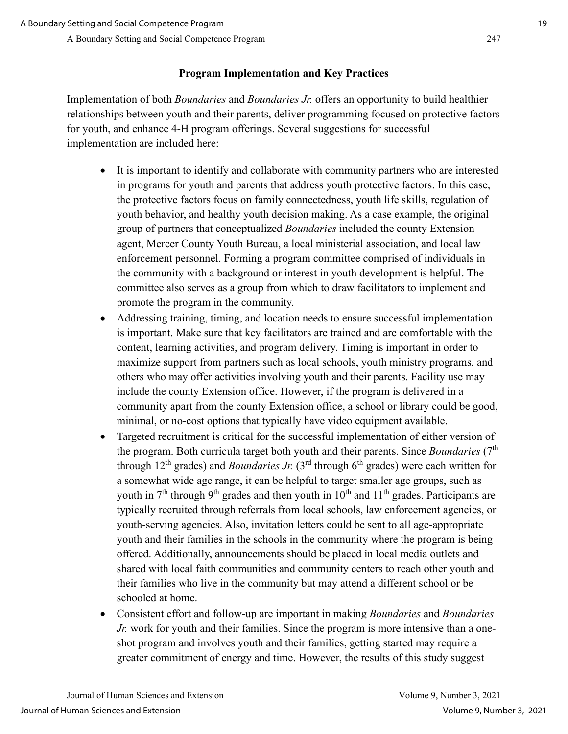## Program Implementation and Key Practices

Implementation of both *Boundaries* and *Boundaries Jr.* offers an opportunity to build healthier relationships between youth and their parents, deliver programming focused on protective factors for youth, and enhance 4-H program offerings. Several suggestions for successful implementation are included here:

- It is important to identify and collaborate with community partners who are interested in programs for youth and parents that address youth protective factors. In this case, the protective factors focus on family connectedness, youth life skills, regulation of youth behavior, and healthy youth decision making. As a case example, the original group of partners that conceptualized *Boundaries* included the county Extension agent, Mercer County Youth Bureau, a local ministerial association, and local law enforcement personnel. Forming a program committee comprised of individuals in the community with a background or interest in youth development is helpful. The committee also serves as a group from which to draw facilitators to implement and promote the program in the community.
- Addressing training, timing, and location needs to ensure successful implementation is important. Make sure that key facilitators are trained and are comfortable with the content, learning activities, and program delivery. Timing is important in order to maximize support from partners such as local schools, youth ministry programs, and others who may offer activities involving youth and their parents. Facility use may include the county Extension office. However, if the program is delivered in a community apart from the county Extension office, a school or library could be good, minimal, or no-cost options that typically have video equipment available.
- Targeted recruitment is critical for the successful implementation of either version of the program. Both curricula target both youth and their parents. Since *Boundaries* (7th through 12th grades) and *Boundaries Jr.* (3rd through 6th grades) were each written for a somewhat wide age range, it can be helpful to target smaller age groups, such as youth in 7th through 9th grades and then youth in 10th and 11th grades. Participants are typically recruited through referrals from local schools, law enforcement agencies, or youth-serving agencies. Also, invitation letters could be sent to all age-appropriate youth and their families in the schools in the community where the program is being offered. Additionally, announcements should be placed in local media outlets and shared with local faith communities and community centers to reach other youth and their families who live in the community but may attend a different school or be schooled at home.
- Consistent effort and follow-up are important in making *Boundaries* and *Boundaries Jr.* work for youth and their families. Since the program is more intensive than a one-shot program and involves youth and their families, getting started may require a greater commitment of energy and time. However, the results of this study suggest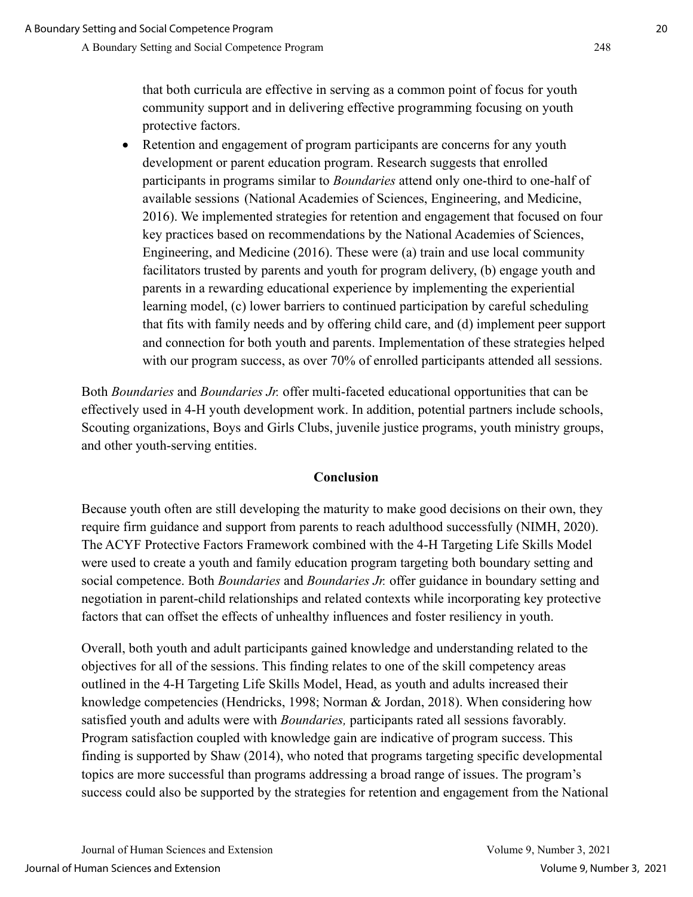that both curricula are effective in serving as a common point of focus for youth community support and in delivering effective programming focusing on youth protective factors.

- Retention and engagement of program participants are concerns for any youth development or parent education program. Research suggests that enrolled participants in programs similar to *Boundaries* attend only one-third to one-half of available sessions (National Academies of Sciences, Engineering, and Medicine, 2016). We implemented strategies for retention and engagement that focused on four key practices based on recommendations by the National Academies of Sciences, Engineering, and Medicine (2016). These were (a) train and use local community facilitators trusted by parents and youth for program delivery, (b) engage youth and parents in a rewarding educational experience by implementing the experiential learning model, (c) lower barriers to continued participation by careful scheduling that fits with family needs and by offering child care, and (d) implement peer support and connection for both youth and parents. Implementation of these strategies helped with our program success, as over 70% of enrolled participants attended all sessions.

Both *Boundaries* and *Boundaries Jr.* offer multi-faceted educational opportunities that can be effectively used in 4-H youth development work. In addition, potential partners include schools, Scouting organizations, Boys and Girls Clubs, juvenile justice programs, youth ministry groups, and other youth-serving entities.

## Conclusion

Because youth often are still developing the maturity to make good decisions on their own, they require firm guidance and support from parents to reach adulthood successfully (NIMH, 2020). The ACYF Protective Factors Framework combined with the 4-H Targeting Life Skills Model were used to create a youth and family education program targeting both boundary setting and social competence. Both *Boundaries* and *Boundaries Jr.* offer guidance in boundary setting and negotiation in parent-child relationships and related contexts while incorporating key protective factors that can offset the effects of unhealthy influences and foster resiliency in youth.

Overall, both youth and adult participants gained knowledge and understanding related to the objectives for all of the sessions. This finding relates to one of the skill competency areas outlined in the 4-H Targeting Life Skills Model, Head, as youth and adults increased their knowledge competencies (Hendricks, 1998; Norman & Jordan, 2018). When considering how satisfied youth and adults were with *Boundaries,* participants rated all sessions favorably. Program satisfaction coupled with knowledge gain are indicative of program success. This finding is supported by Shaw (2014), who noted that programs targeting specific developmental topics are more successful than programs addressing a broad range of issues. The program's success could also be supported by the strategies for retention and engagement from the National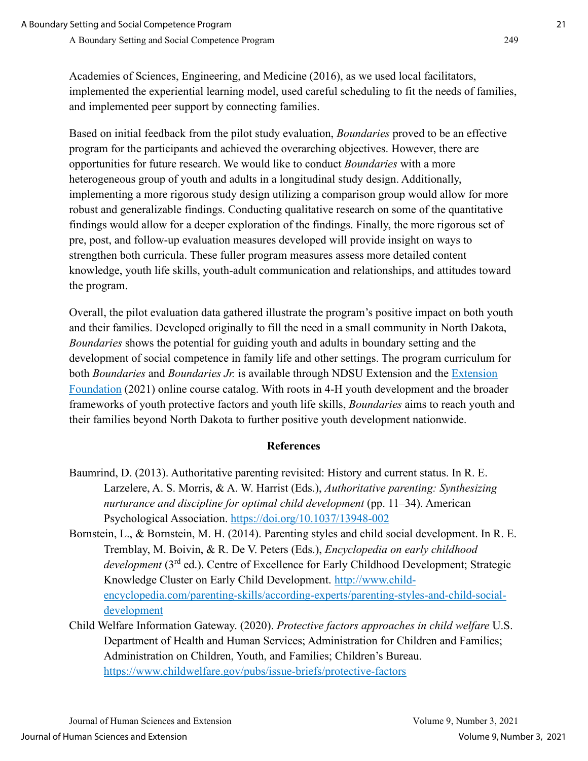Academies of Sciences, Engineering, and Medicine (2016), as we used local facilitators, implemented the experiential learning model, used careful scheduling to fit the needs of families, and implemented peer support by connecting families.

Based on initial feedback from the pilot study evaluation, *Boundaries* proved to be an effective program for the participants and achieved the overarching objectives. However, there are opportunities for future research. We would like to conduct *Boundaries* with a more heterogeneous group of youth and adults in a longitudinal study design. Additionally, implementing a more rigorous study design utilizing a comparison group would allow for more robust and generalizable findings. Conducting qualitative research on some of the quantitative findings would allow for a deeper exploration of the findings. Finally, the more rigorous set of pre, post, and follow-up evaluation measures developed will provide insight on ways to strengthen both curricula. These fuller program measures assess more detailed content knowledge, youth life skills, youth-adult communication and relationships, and attitudes toward the program.

Overall, the pilot evaluation data gathered illustrate the program's positive impact on both youth and their families. Developed originally to fill the need in a small community in North Dakota, *Boundaries* shows the potential for guiding youth and adults in boundary setting and the development of social competence in family life and other settings. The program curriculum for both *Boundaries* and *Boundaries Jr.* is available through NDSU Extension and the Extension Foundation (2021) online course catalog. With roots in 4-H youth development and the broader frameworks of youth protective factors and youth life skills, *Boundaries* aims to reach youth and their families beyond North Dakota to further positive youth development nationwide.

## References

Baumrind, D. (2013). Authoritative parenting revisited: History and current status. In R. E. Larzelere, A. S. Morris, & A. W. Harrist (Eds.), *Authoritative parenting: Synthesizing nurturance and discipline for optimal child development* (pp. 11–34). American Psychological Association. https://doi.org/10.1037/13948-002

Bornstein, L., & Bornstein, M. H. (2014). Parenting styles and child social development. In R. E. Tremblay, M. Boivin, & R. De V. Peters (Eds.), *Encyclopedia on early childhood development* (3rd ed.). Centre of Excellence for Early Childhood Development; Strategic Knowledge Cluster on Early Child Development. http://www.child-encyclopedia.com/parenting-skills/according-experts/parenting-styles-and-child-social-development

Child Welfare Information Gateway. (2020). *Protective factors approaches in child welfare* U.S. Department of Health and Human Services; Administration for Children and Families; Administration on Children, Youth, and Families; Children's Bureau. https://www.childwelfare.gov/pubs/issue-briefs/protective-factors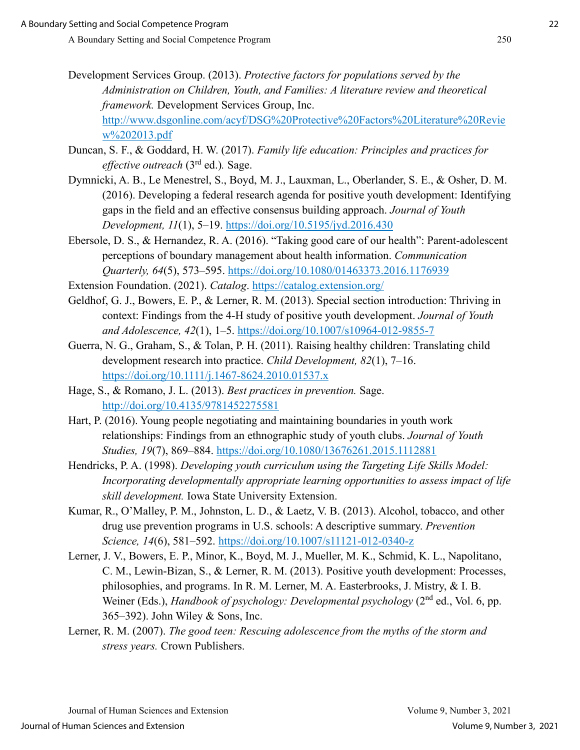Development Services Group. (2013). *Protective factors for populations served by the Administration on Children, Youth, and Families: A literature review and theoretical framework.* Development Services Group, Inc. http://www.dsgonline.com/acyf/DSG%20Protective%20Factors%20Literature%20Review%202013.pdf

Duncan, S. F., & Goddard, H. W. (2017). *Family life education: Principles and practices for effective outreach* (3rd ed.)*.* Sage.

Dymnicki, A. B., Le Menestrel, S., Boyd, M. J., Lauxman, L., Oberlander, S. E., & Osher, D. M. (2016). Developing a federal research agenda for positive youth development: Identifying gaps in the field and an effective consensus building approach. *Journal of Youth Development, 11*(1), 5–19. https://doi.org/10.5195/jyd.2016.430

Ebersole, D. S., & Hernandez, R. A. (2016). "Taking good care of our health": Parent-adolescent perceptions of boundary management about health information. *Communication Quarterly, 64*(5), 573–595. https://doi.org/10.1080/01463373.2016.1176939

Extension Foundation. (2021). *Catalog*. https://catalog.extension.org/

Geldhof, G. J., Bowers, E. P., & Lerner, R. M. (2013). Special section introduction: Thriving in context: Findings from the 4-H study of positive youth development. *Journal of Youth and Adolescence, 42*(1), 1–5. https://doi.org/10.1007/s10964-012-9855-7

Guerra, N. G., Graham, S., & Tolan, P. H. (2011). Raising healthy children: Translating child development research into practice. *Child Development, 82*(1), 7–16. https://doi.org/10.1111/j.1467-8624.2010.01537.x

Hage, S., & Romano, J. L. (2013). *Best practices in prevention.* Sage. http://doi.org/10.4135/9781452275581

Hart, P. (2016). Young people negotiating and maintaining boundaries in youth work relationships: Findings from an ethnographic study of youth clubs. *Journal of Youth Studies, 19*(7), 869–884. https://doi.org/10.1080/13676261.2015.1112881

Hendricks, P. A. (1998). *Developing youth curriculum using the Targeting Life Skills Model: Incorporating developmentally appropriate learning opportunities to assess impact of life skill development.* Iowa State University Extension.

Kumar, R., O'Malley, P. M., Johnston, L. D., & Laetz, V. B. (2013). Alcohol, tobacco, and other drug use prevention programs in U.S. schools: A descriptive summary. *Prevention Science, 14*(6), 581–592. https://doi.org/10.1007/s11121-012-0340-z

Lerner, J. V., Bowers, E. P., Minor, K., Boyd, M. J., Mueller, M. K., Schmid, K. L., Napolitano, C. M., Lewin-Bizan, S., & Lerner, R. M. (2013). Positive youth development: Processes, philosophies, and programs. In R. M. Lerner, M. A. Easterbrooks, J. Mistry, & I. B. Weiner (Eds.), *Handbook of psychology: Developmental psychology* (2nd ed., Vol. 6, pp. 365–392). John Wiley & Sons, Inc.

Lerner, R. M. (2007). *The good teen: Rescuing adolescence from the myths of the storm and stress years.* Crown Publishers.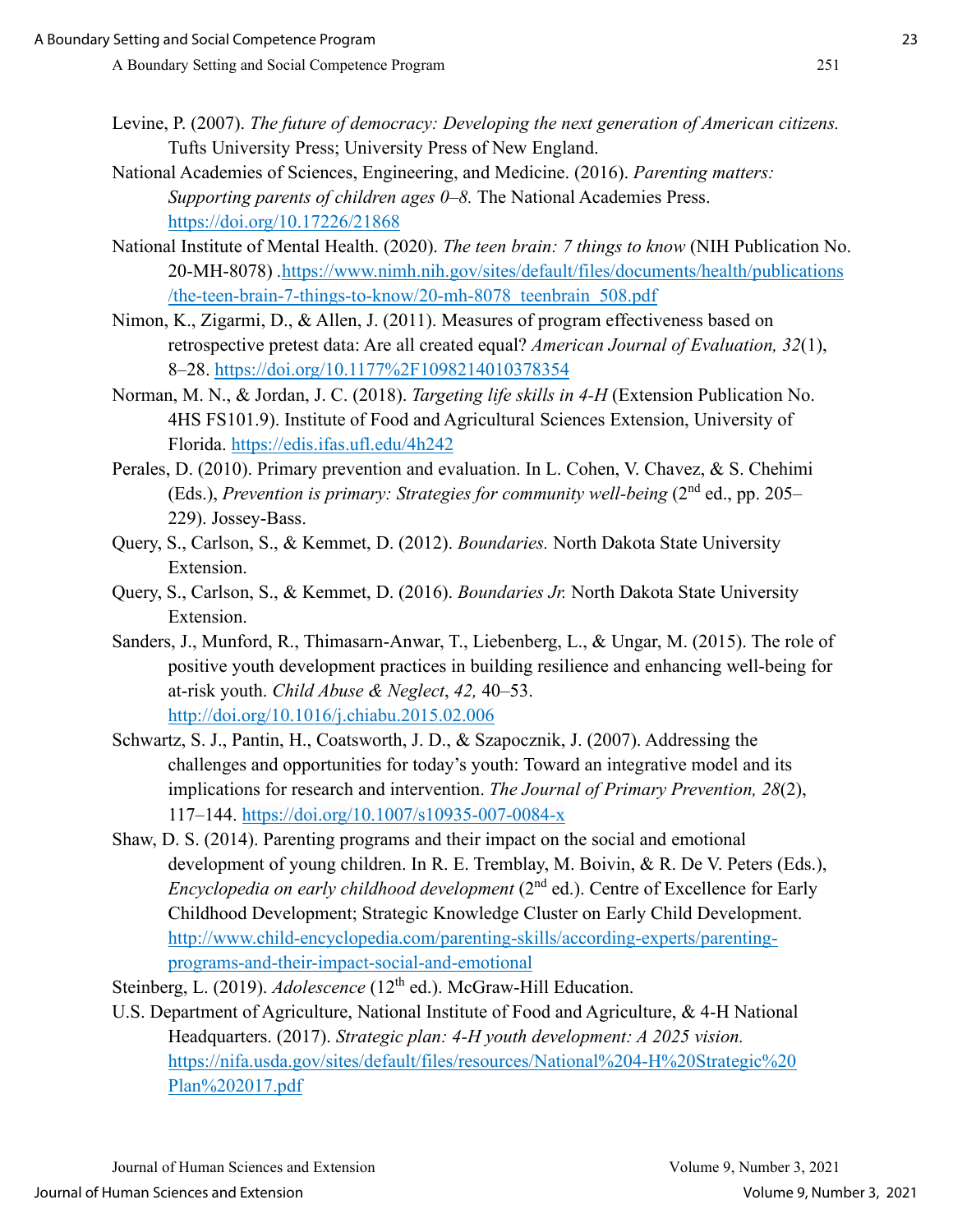Levine, P. (2007). *The future of democracy: Developing the next generation of American citizens.* Tufts University Press; University Press of New England.

National Academies of Sciences, Engineering, and Medicine. (2016). *Parenting matters: Supporting parents of children ages 0–8.* The National Academies Press. https://doi.org/10.17226/21868

National Institute of Mental Health. (2020). *The teen brain: 7 things to know* (NIH Publication No. 20-MH-8078) .https://www.nimh.nih.gov/sites/default/files/documents/health/publications/the-teen-brain-7-things-to-know/20-mh-8078_teenbrain_508.pdf

Nimon, K., Zigarmi, D., & Allen, J. (2011). Measures of program effectiveness based on retrospective pretest data: Are all created equal? *American Journal of Evaluation, 32*(1), 8–28. https://doi.org/10.1177%2F1098214010378354

Norman, M. N., & Jordan, J. C. (2018). *Targeting life skills in 4-H* (Extension Publication No. 4HS FS101.9). Institute of Food and Agricultural Sciences Extension, University of Florida. https://edis.ifas.ufl.edu/4h242

Perales, D. (2010). Primary prevention and evaluation. In L. Cohen, V. Chavez, & S. Chehimi (Eds.), *Prevention is primary: Strategies for community well-being* (2nd ed., pp. 205–229). Jossey-Bass.

Query, S., Carlson, S., & Kemmet, D. (2012). *Boundaries.* North Dakota State University Extension.

Query, S., Carlson, S., & Kemmet, D. (2016). *Boundaries Jr.* North Dakota State University Extension.

Sanders, J., Munford, R., Thimasarn-Anwar, T., Liebenberg, L., & Ungar, M. (2015). The role of positive youth development practices in building resilience and enhancing well-being for at-risk youth. *Child Abuse & Neglect*, *42,* 40–53. http://doi.org/10.1016/j.chiabu.2015.02.006

Schwartz, S. J., Pantin, H., Coatsworth, J. D., & Szapocznik, J. (2007). Addressing the challenges and opportunities for today's youth: Toward an integrative model and its implications for research and intervention. *The Journal of Primary Prevention, 28*(2), 117–144. https://doi.org/10.1007/s10935-007-0084-x

Shaw, D. S. (2014). Parenting programs and their impact on the social and emotional development of young children. In R. E. Tremblay, M. Boivin, & R. De V. Peters (Eds.), *Encyclopedia on early childhood development* (2nd ed.). Centre of Excellence for Early Childhood Development; Strategic Knowledge Cluster on Early Child Development. http://www.child-encyclopedia.com/parenting-skills/according-experts/parenting-programs-and-their-impact-social-and-emotional

Steinberg, L. (2019). *Adolescence* (12th ed.). McGraw-Hill Education.

U.S. Department of Agriculture, National Institute of Food and Agriculture, & 4-H National Headquarters. (2017). *Strategic plan: 4-H youth development: A 2025 vision.* https://nifa.usda.gov/sites/default/files/resources/National%204-H%20Strategic%20Plan%202017.pdf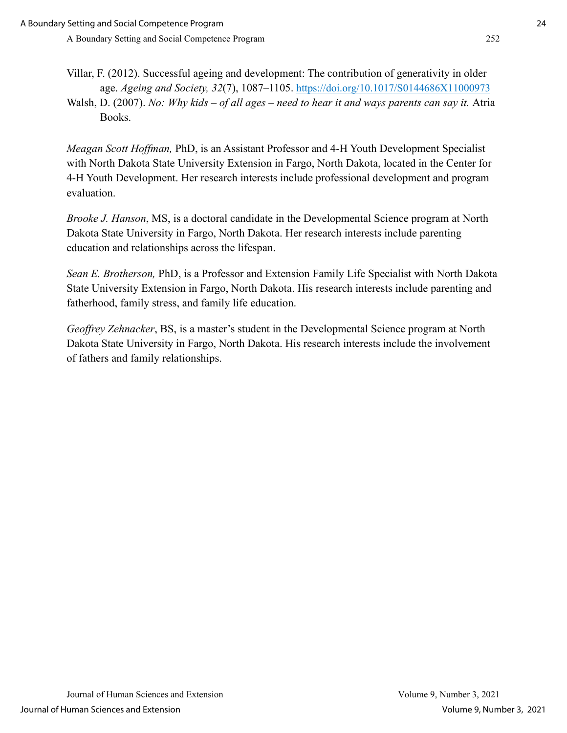Villar, F. (2012). Successful ageing and development: The contribution of generativity in older age. *Ageing and Society, 32*(7), 1087–1105. https://doi.org/10.1017/S0144686X11000973

Walsh, D. (2007). *No: Why kids – of all ages – need to hear it and ways parents can say it.* Atria Books.

*Meagan Scott Hoffman,* PhD, is an Assistant Professor and 4-H Youth Development Specialist with North Dakota State University Extension in Fargo, North Dakota, located in the Center for 4-H Youth Development. Her research interests include professional development and program evaluation.

*Brooke J. Hanson*, MS, is a doctoral candidate in the Developmental Science program at North Dakota State University in Fargo, North Dakota. Her research interests include parenting education and relationships across the lifespan.

*Sean E. Brotherson,* PhD, is a Professor and Extension Family Life Specialist with North Dakota State University Extension in Fargo, North Dakota. His research interests include parenting and fatherhood, family stress, and family life education.

*Geoffrey Zehnacker*, BS, is a master's student in the Developmental Science program at North Dakota State University in Fargo, North Dakota. His research interests include the involvement of fathers and family relationships.